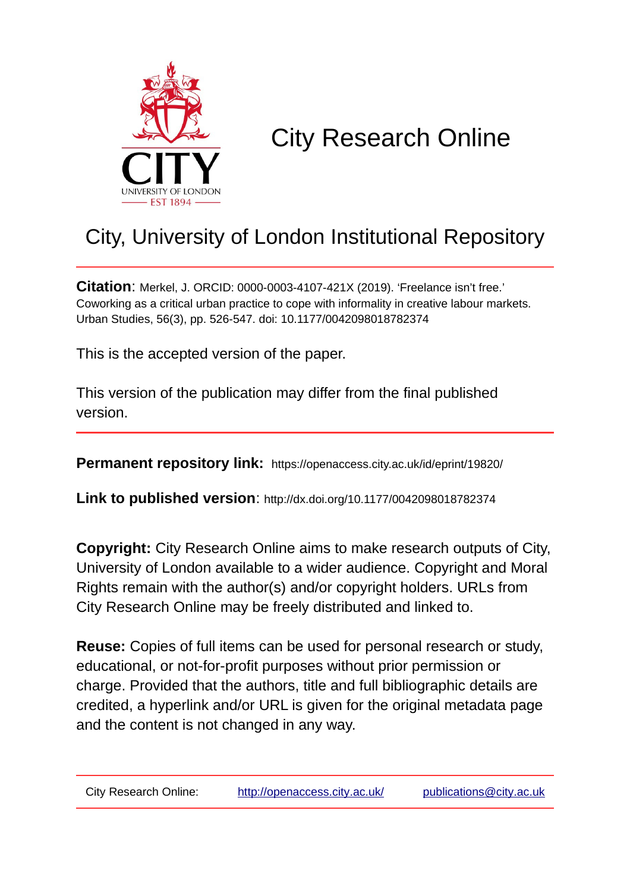CITY
UNIVERSITY OF LONDON
EST 1894

# City Research Online

## City, University of London Institutional Repository

**Citation**: Merkel, J. ORCID: 0000-0003-4107-421X (2019). 'Freelance isn't free.' Coworking as a critical urban practice to cope with informality in creative labour markets. Urban Studies, 56(3), pp. 526-547. doi: 10.1177/0042098018782374

This is the accepted version of the paper.

This version of the publication may differ from the final published version.

**Permanent repository link:** https://openaccess.city.ac.uk/id/eprint/19820/

**Link to published version**: http://dx.doi.org/10.1177/0042098018782374

**Copyright:** City Research Online aims to make research outputs of City, University of London available to a wider audience. Copyright and Moral Rights remain with the author(s) and/or copyright holders. URLs from City Research Online may be freely distributed and linked to.

**Reuse:** Copies of full items can be used for personal research or study, educational, or not-for-profit purposes without prior permission or charge. Provided that the authors, title and full bibliographic details are credited, a hyperlink and/or URL is given for the original metadata page and the content is not changed in any way.

City Research Online: http://openaccess.city.ac.uk/ publications@city.ac.uk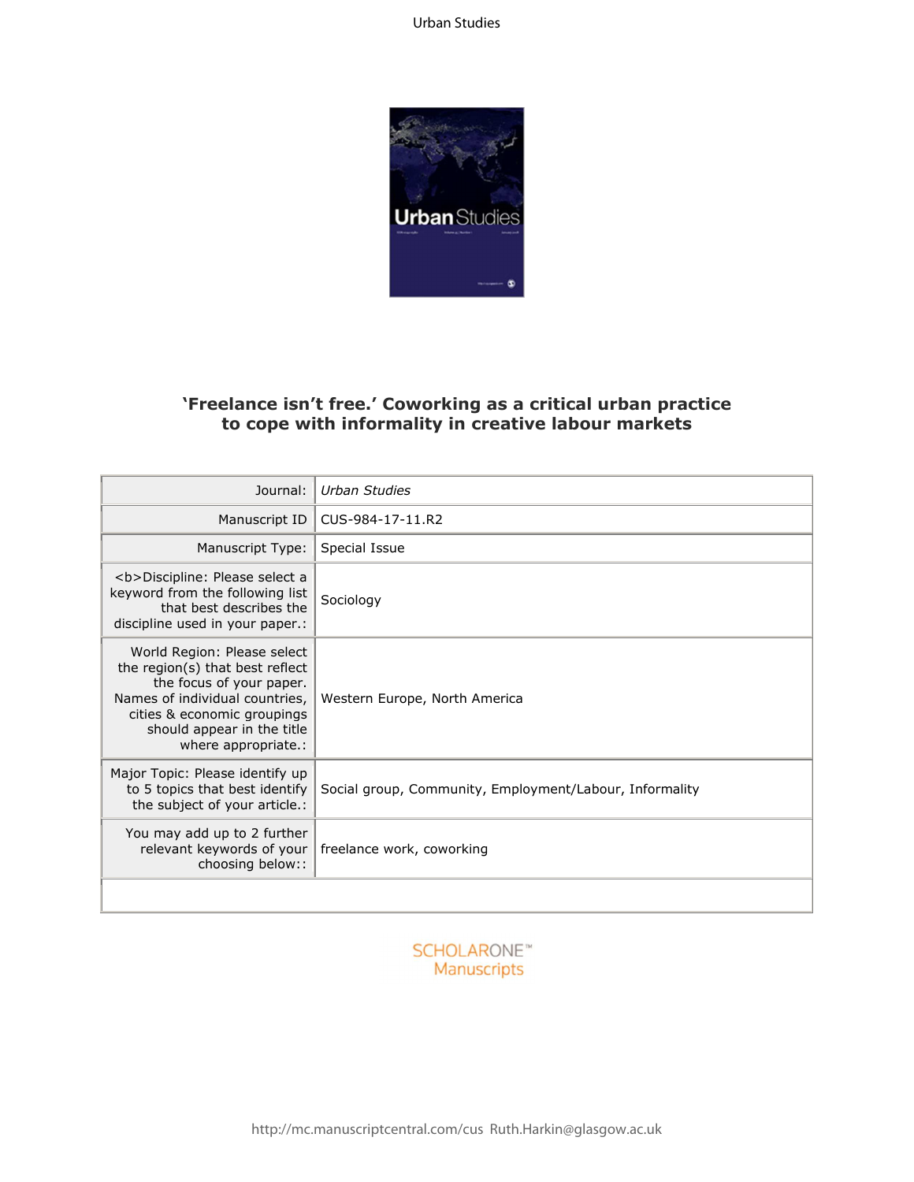**'Freelance isn't free.' Coworking as a critical urban practice to cope with informality in creative labour markets**

| | |
|---|---|
| Journal: | *Urban Studies* |
| Manuscript ID | CUS-984-17-11.R2 |
| Manuscript Type: | Special Issue |
| <b>Discipline: Please select a keyword from the following list that best describes the discipline used in your paper.: | Sociology |
| World Region: Please select the region(s) that best reflect the focus of your paper. Names of individual countries, cities & economic groupings should appear in the title where appropriate.: | Western Europe, North America |
| Major Topic: Please identify up to 5 topics that best identify the subject of your article.: | Social group, Community, Employment/Labour, Informality |
| You may add up to 2 further relevant keywords of your choosing below:: | freelance work, coworking |

SCHOLARONE™ Manuscripts

http://mc.manuscriptcentral.com/cus Ruth.Harkin@glasgow.ac.uk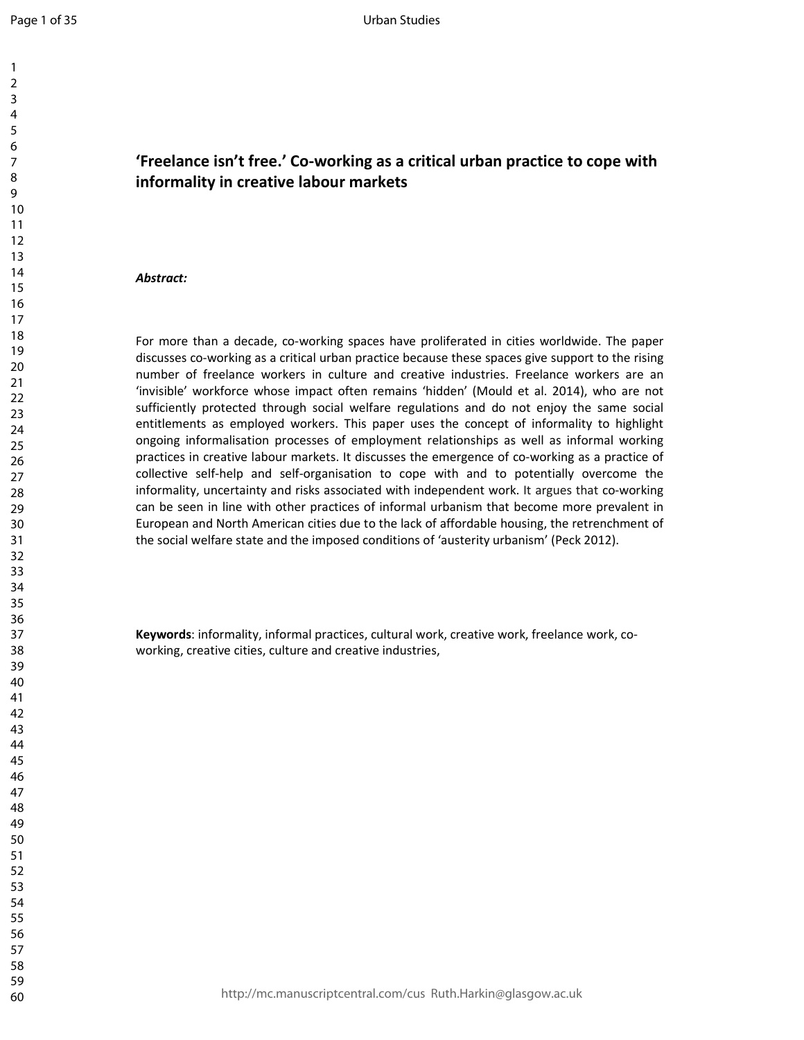# ‘Freelance isn’t free.’ Co-working as a critical urban practice to cope with informality in creative labour markets

***Abstract:***

For more than a decade, co-working spaces have proliferated in cities worldwide. The paper discusses co-working as a critical urban practice because these spaces give support to the rising number of freelance workers in culture and creative industries. Freelance workers are an ‘invisible’ workforce whose impact often remains ‘hidden’ (Mould et al. 2014), who are not sufficiently protected through social welfare regulations and do not enjoy the same social entitlements as employed workers. This paper uses the concept of informality to highlight ongoing informalisation processes of employment relationships as well as informal working practices in creative labour markets. It discusses the emergence of co-working as a practice of collective self-help and self-organisation to cope with and to potentially overcome the informality, uncertainty and risks associated with independent work. It argues that co-working can be seen in line with other practices of informal urbanism that become more prevalent in European and North American cities due to the lack of affordable housing, the retrenchment of the social welfare state and the imposed conditions of ‘austerity urbanism’ (Peck 2012).

**Keywords**: informality, informal practices, cultural work, creative work, freelance work, co-working, creative cities, culture and creative industries,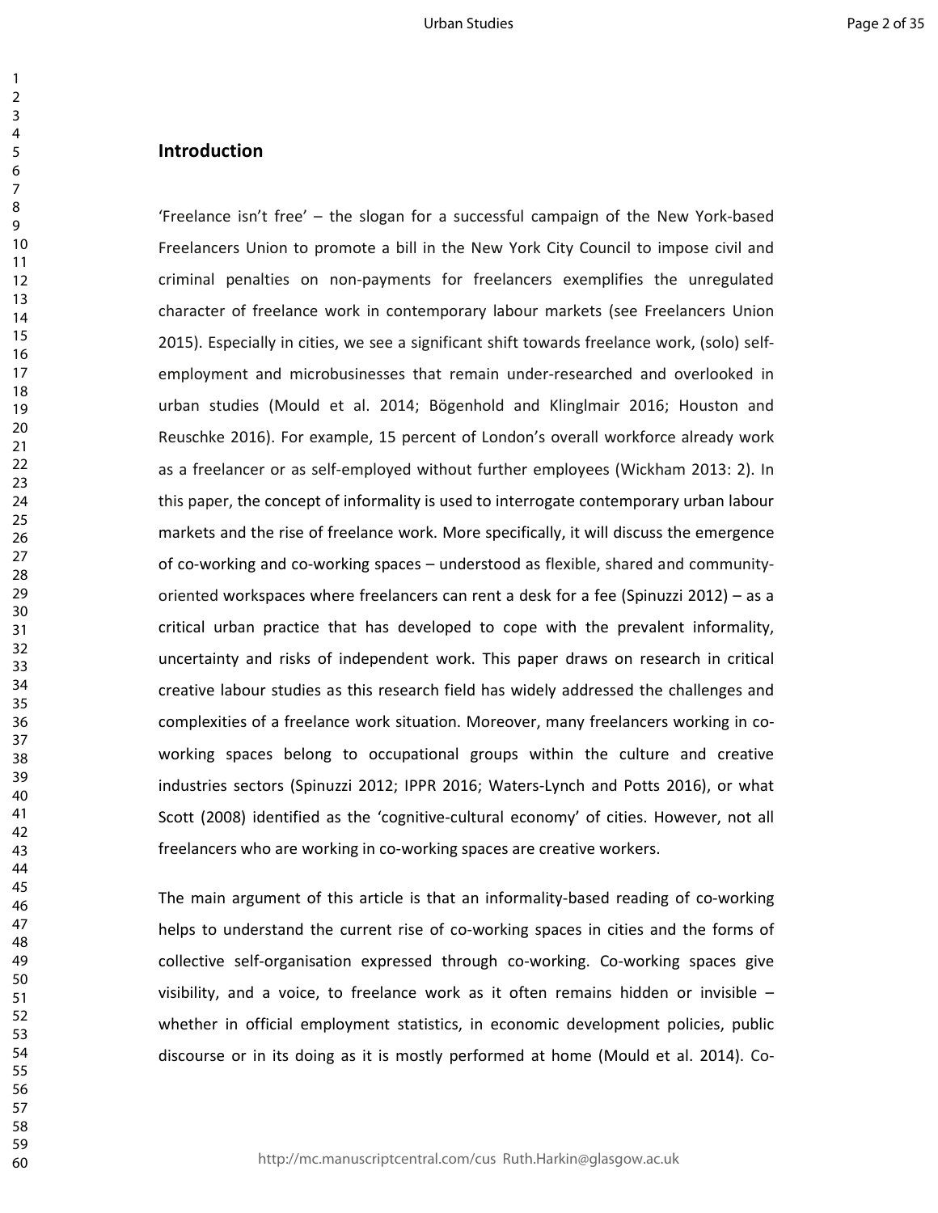## Introduction

'Freelance isn't free' – the slogan for a successful campaign of the New York-based Freelancers Union to promote a bill in the New York City Council to impose civil and criminal penalties on non-payments for freelancers exemplifies the unregulated character of freelance work in contemporary labour markets (see Freelancers Union 2015). Especially in cities, we see a significant shift towards freelance work, (solo) self-employment and microbusinesses that remain under-researched and overlooked in urban studies (Mould et al. 2014; Bögenhold and Klinglmair 2016; Houston and Reuschke 2016). For example, 15 percent of London's overall workforce already work as a freelancer or as self-employed without further employees (Wickham 2013: 2). In this paper, the concept of informality is used to interrogate contemporary urban labour markets and the rise of freelance work. More specifically, it will discuss the emergence of co-working and co-working spaces – understood as flexible, shared and community-oriented workspaces where freelancers can rent a desk for a fee (Spinuzzi 2012) – as a critical urban practice that has developed to cope with the prevalent informality, uncertainty and risks of independent work. This paper draws on research in critical creative labour studies as this research field has widely addressed the challenges and complexities of a freelance work situation. Moreover, many freelancers working in co-working spaces belong to occupational groups within the culture and creative industries sectors (Spinuzzi 2012; IPPR 2016; Waters-Lynch and Potts 2016), or what Scott (2008) identified as the 'cognitive-cultural economy' of cities. However, not all freelancers who are working in co-working spaces are creative workers.

The main argument of this article is that an informality-based reading of co-working helps to understand the current rise of co-working spaces in cities and the forms of collective self-organisation expressed through co-working. Co-working spaces give visibility, and a voice, to freelance work as it often remains hidden or invisible – whether in official employment statistics, in economic development policies, public discourse or in its doing as it is mostly performed at home (Mould et al. 2014). Co-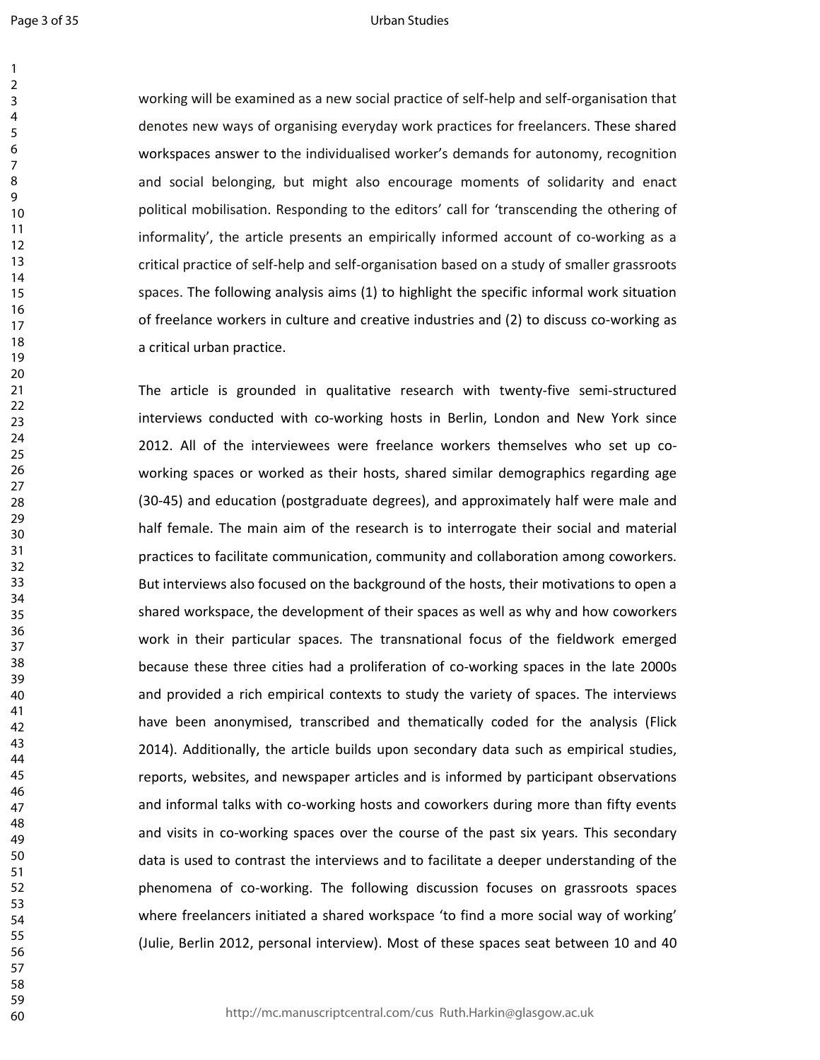working will be examined as a new social practice of self-help and self-organisation that denotes new ways of organising everyday work practices for freelancers. These shared workspaces answer to the individualised worker's demands for autonomy, recognition and social belonging, but might also encourage moments of solidarity and enact political mobilisation. Responding to the editors' call for 'transcending the othering of informality', the article presents an empirically informed account of co-working as a critical practice of self-help and self-organisation based on a study of smaller grassroots spaces. The following analysis aims (1) to highlight the specific informal work situation of freelance workers in culture and creative industries and (2) to discuss co-working as a critical urban practice.

The article is grounded in qualitative research with twenty-five semi-structured interviews conducted with co-working hosts in Berlin, London and New York since 2012. All of the interviewees were freelance workers themselves who set up co-working spaces or worked as their hosts, shared similar demographics regarding age (30-45) and education (postgraduate degrees), and approximately half were male and half female. The main aim of the research is to interrogate their social and material practices to facilitate communication, community and collaboration among coworkers. But interviews also focused on the background of the hosts, their motivations to open a shared workspace, the development of their spaces as well as why and how coworkers work in their particular spaces. The transnational focus of the fieldwork emerged because these three cities had a proliferation of co-working spaces in the late 2000s and provided a rich empirical contexts to study the variety of spaces. The interviews have been anonymised, transcribed and thematically coded for the analysis (Flick 2014). Additionally, the article builds upon secondary data such as empirical studies, reports, websites, and newspaper articles and is informed by participant observations and informal talks with co-working hosts and coworkers during more than fifty events and visits in co-working spaces over the course of the past six years. This secondary data is used to contrast the interviews and to facilitate a deeper understanding of the phenomena of co-working. The following discussion focuses on grassroots spaces where freelancers initiated a shared workspace 'to find a more social way of working' (Julie, Berlin 2012, personal interview). Most of these spaces seat between 10 and 40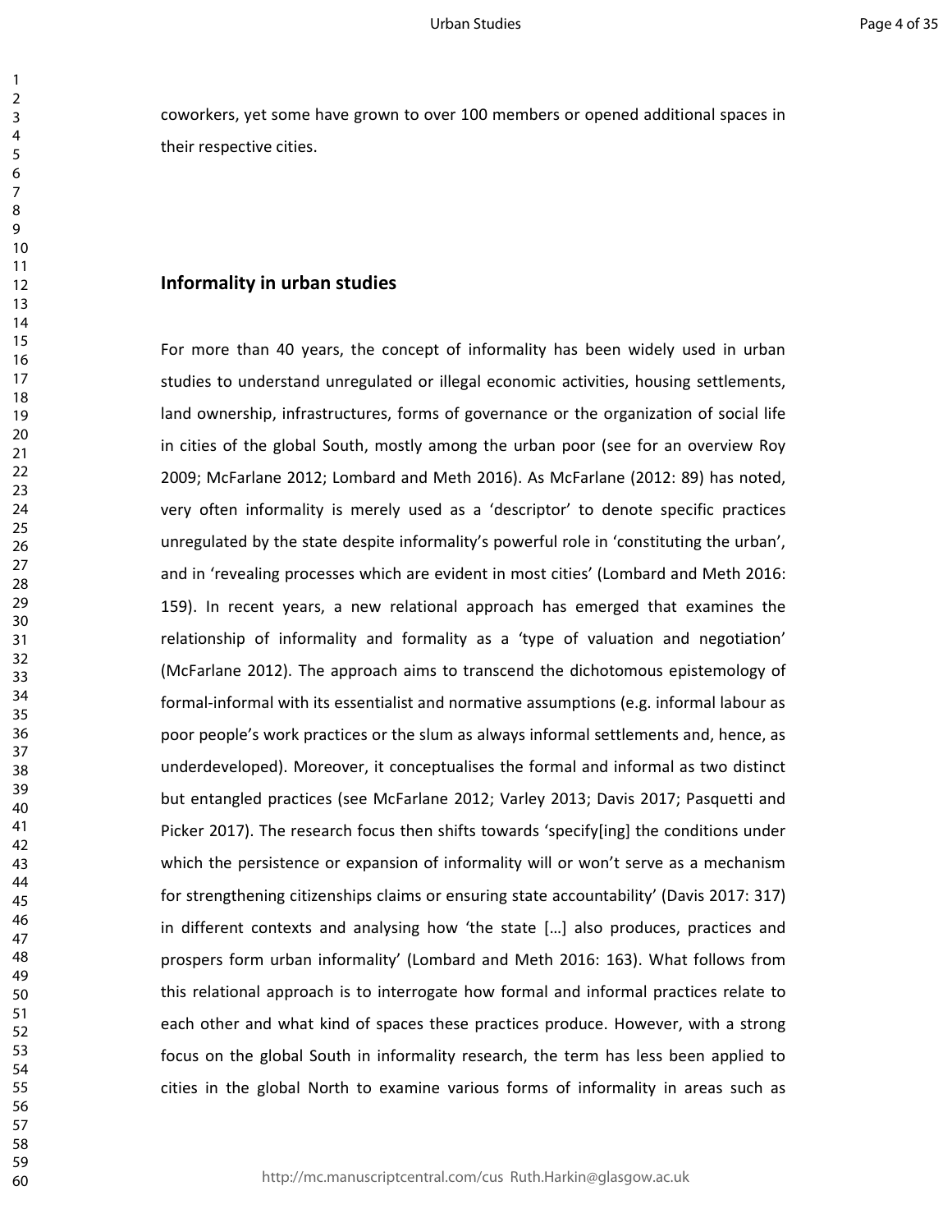coworkers, yet some have grown to over 100 members or opened additional spaces in their respective cities.

## Informality in urban studies

For more than 40 years, the concept of informality has been widely used in urban studies to understand unregulated or illegal economic activities, housing settlements, land ownership, infrastructures, forms of governance or the organization of social life in cities of the global South, mostly among the urban poor (see for an overview Roy 2009; McFarlane 2012; Lombard and Meth 2016). As McFarlane (2012: 89) has noted, very often informality is merely used as a 'descriptor' to denote specific practices unregulated by the state despite informality's powerful role in 'constituting the urban', and in 'revealing processes which are evident in most cities' (Lombard and Meth 2016: 159). In recent years, a new relational approach has emerged that examines the relationship of informality and formality as a 'type of valuation and negotiation' (McFarlane 2012). The approach aims to transcend the dichotomous epistemology of formal-informal with its essentialist and normative assumptions (e.g. informal labour as poor people's work practices or the slum as always informal settlements and, hence, as underdeveloped). Moreover, it conceptualises the formal and informal as two distinct but entangled practices (see McFarlane 2012; Varley 2013; Davis 2017; Pasquetti and Picker 2017). The research focus then shifts towards 'specify[ing] the conditions under which the persistence or expansion of informality will or won't serve as a mechanism for strengthening citizenships claims or ensuring state accountability' (Davis 2017: 317) in different contexts and analysing how 'the state […] also produces, practices and prospers form urban informality' (Lombard and Meth 2016: 163). What follows from this relational approach is to interrogate how formal and informal practices relate to each other and what kind of spaces these practices produce. However, with a strong focus on the global South in informality research, the term has less been applied to cities in the global North to examine various forms of informality in areas such as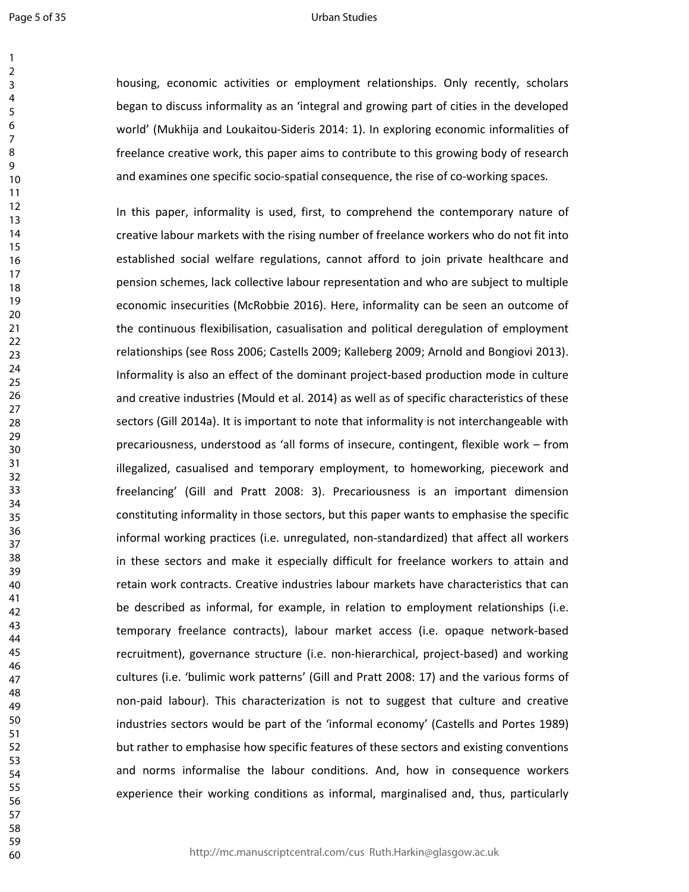housing, economic activities or employment relationships. Only recently, scholars began to discuss informality as an 'integral and growing part of cities in the developed world' (Mukhija and Loukaitou-Sideris 2014: 1). In exploring economic informalities of freelance creative work, this paper aims to contribute to this growing body of research and examines one specific socio-spatial consequence, the rise of co-working spaces.

In this paper, informality is used, first, to comprehend the contemporary nature of creative labour markets with the rising number of freelance workers who do not fit into established social welfare regulations, cannot afford to join private healthcare and pension schemes, lack collective labour representation and who are subject to multiple economic insecurities (McRobbie 2016). Here, informality can be seen an outcome of the continuous flexibilisation, casualisation and political deregulation of employment relationships (see Ross 2006; Castells 2009; Kalleberg 2009; Arnold and Bongiovi 2013). Informality is also an effect of the dominant project-based production mode in culture and creative industries (Mould et al. 2014) as well as of specific characteristics of these sectors (Gill 2014a). It is important to note that informality is not interchangeable with precariousness, understood as 'all forms of insecure, contingent, flexible work – from illegalized, casualised and temporary employment, to homeworking, piecework and freelancing' (Gill and Pratt 2008: 3). Precariousness is an important dimension constituting informality in those sectors, but this paper wants to emphasise the specific informal working practices (i.e. unregulated, non-standardized) that affect all workers in these sectors and make it especially difficult for freelance workers to attain and retain work contracts. Creative industries labour markets have characteristics that can be described as informal, for example, in relation to employment relationships (i.e. temporary freelance contracts), labour market access (i.e. opaque network-based recruitment), governance structure (i.e. non-hierarchical, project-based) and working cultures (i.e. 'bulimic work patterns' (Gill and Pratt 2008: 17) and the various forms of non-paid labour). This characterization is not to suggest that culture and creative industries sectors would be part of the 'informal economy' (Castells and Portes 1989) but rather to emphasise how specific features of these sectors and existing conventions and norms informalise the labour conditions. And, how in consequence workers experience their working conditions as informal, marginalised and, thus, particularly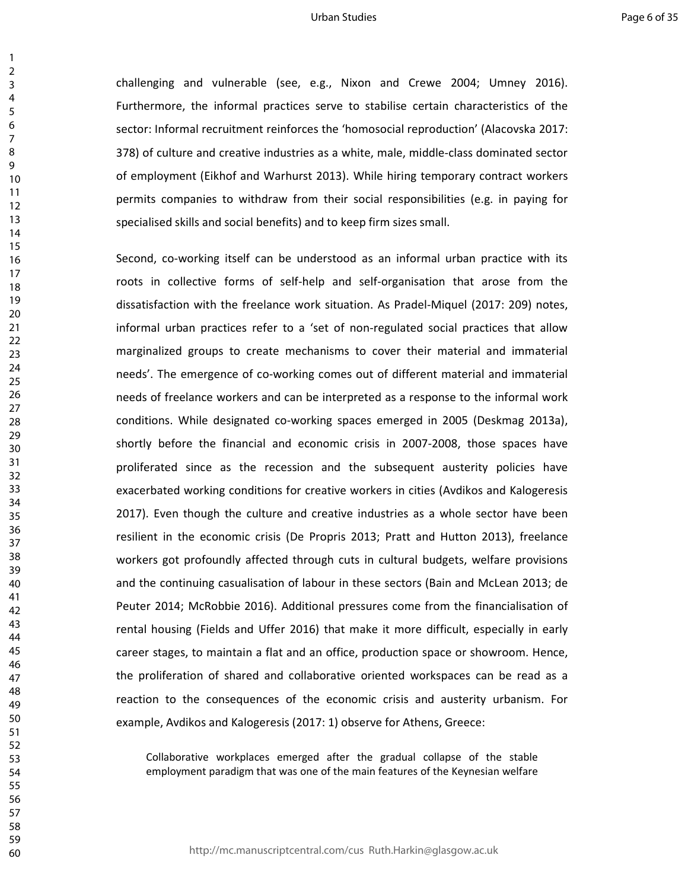challenging and vulnerable (see, e.g., Nixon and Crewe 2004; Umney 2016). Furthermore, the informal practices serve to stabilise certain characteristics of the sector: Informal recruitment reinforces the 'homosocial reproduction' (Alacovska 2017: 378) of culture and creative industries as a white, male, middle-class dominated sector of employment (Eikhof and Warhurst 2013). While hiring temporary contract workers permits companies to withdraw from their social responsibilities (e.g. in paying for specialised skills and social benefits) and to keep firm sizes small.

Second, co-working itself can be understood as an informal urban practice with its roots in collective forms of self-help and self-organisation that arose from the dissatisfaction with the freelance work situation. As Pradel-Miquel (2017: 209) notes, informal urban practices refer to a 'set of non-regulated social practices that allow marginalized groups to create mechanisms to cover their material and immaterial needs'. The emergence of co-working comes out of different material and immaterial needs of freelance workers and can be interpreted as a response to the informal work conditions. While designated co-working spaces emerged in 2005 (Deskmag 2013a), shortly before the financial and economic crisis in 2007-2008, those spaces have proliferated since as the recession and the subsequent austerity policies have exacerbated working conditions for creative workers in cities (Avdikos and Kalogeresis 2017). Even though the culture and creative industries as a whole sector have been resilient in the economic crisis (De Propris 2013; Pratt and Hutton 2013), freelance workers got profoundly affected through cuts in cultural budgets, welfare provisions and the continuing casualisation of labour in these sectors (Bain and McLean 2013; de Peuter 2014; McRobbie 2016). Additional pressures come from the financialisation of rental housing (Fields and Uffer 2016) that make it more difficult, especially in early career stages, to maintain a flat and an office, production space or showroom. Hence, the proliferation of shared and collaborative oriented workspaces can be read as a reaction to the consequences of the economic crisis and austerity urbanism. For example, Avdikos and Kalogeresis (2017: 1) observe for Athens, Greece:

> Collaborative workplaces emerged after the gradual collapse of the stable employment paradigm that was one of the main features of the Keynesian welfare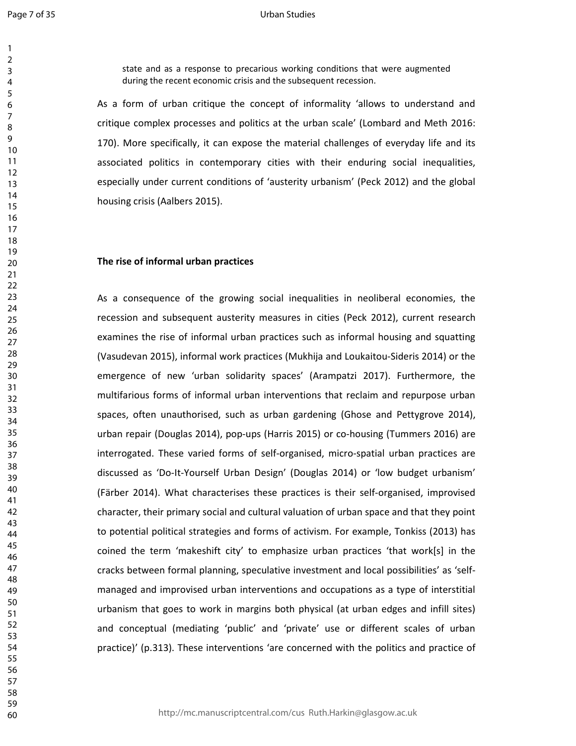state and as a response to precarious working conditions that were augmented during the recent economic crisis and the subsequent recession.

As a form of urban critique the concept of informality 'allows to understand and critique complex processes and politics at the urban scale' (Lombard and Meth 2016: 170). More specifically, it can expose the material challenges of everyday life and its associated politics in contemporary cities with their enduring social inequalities, especially under current conditions of 'austerity urbanism' (Peck 2012) and the global housing crisis (Aalbers 2015).

**The rise of informal urban practices**

As a consequence of the growing social inequalities in neoliberal economies, the recession and subsequent austerity measures in cities (Peck 2012), current research examines the rise of informal urban practices such as informal housing and squatting (Vasudevan 2015), informal work practices (Mukhija and Loukaitou-Sideris 2014) or the emergence of new 'urban solidarity spaces' (Arampatzi 2017). Furthermore, the multifarious forms of informal urban interventions that reclaim and repurpose urban spaces, often unauthorised, such as urban gardening (Ghose and Pettygrove 2014), urban repair (Douglas 2014), pop-ups (Harris 2015) or co-housing (Tummers 2016) are interrogated. These varied forms of self-organised, micro-spatial urban practices are discussed as 'Do-It-Yourself Urban Design' (Douglas 2014) or 'low budget urbanism' (Färber 2014). What characterises these practices is their self-organised, improvised character, their primary social and cultural valuation of urban space and that they point to potential political strategies and forms of activism. For example, Tonkiss (2013) has coined the term 'makeshift city' to emphasize urban practices 'that work[s] in the cracks between formal planning, speculative investment and local possibilities' as 'self-managed and improvised urban interventions and occupations as a type of interstitial urbanism that goes to work in margins both physical (at urban edges and infill sites) and conceptual (mediating 'public' and 'private' use or different scales of urban practice)' (p.313). These interventions 'are concerned with the politics and practice of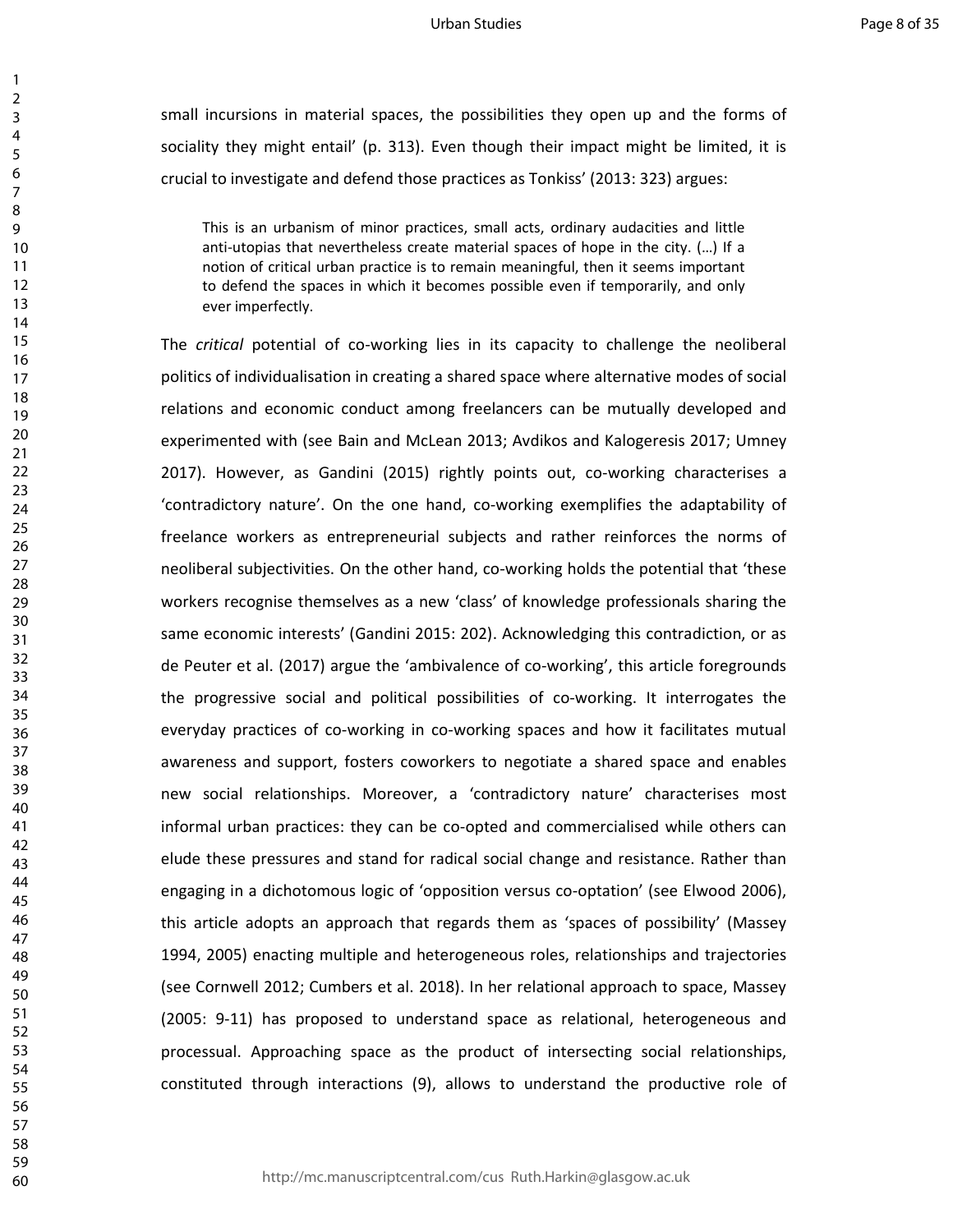small incursions in material spaces, the possibilities they open up and the forms of sociality they might entail' (p. 313). Even though their impact might be limited, it is crucial to investigate and defend those practices as Tonkiss' (2013: 323) argues:

> This is an urbanism of minor practices, small acts, ordinary audacities and little anti-utopias that nevertheless create material spaces of hope in the city. (…) If a notion of critical urban practice is to remain meaningful, then it seems important to defend the spaces in which it becomes possible even if temporarily, and only ever imperfectly.

The *critical* potential of co-working lies in its capacity to challenge the neoliberal politics of individualisation in creating a shared space where alternative modes of social relations and economic conduct among freelancers can be mutually developed and experimented with (see Bain and McLean 2013; Avdikos and Kalogeresis 2017; Umney 2017). However, as Gandini (2015) rightly points out, co-working characterises a 'contradictory nature'. On the one hand, co-working exemplifies the adaptability of freelance workers as entrepreneurial subjects and rather reinforces the norms of neoliberal subjectivities. On the other hand, co-working holds the potential that 'these workers recognise themselves as a new 'class' of knowledge professionals sharing the same economic interests' (Gandini 2015: 202). Acknowledging this contradiction, or as de Peuter et al. (2017) argue the 'ambivalence of co-working', this article foregrounds the progressive social and political possibilities of co-working. It interrogates the everyday practices of co-working in co-working spaces and how it facilitates mutual awareness and support, fosters coworkers to negotiate a shared space and enables new social relationships. Moreover, a 'contradictory nature' characterises most informal urban practices: they can be co-opted and commercialised while others can elude these pressures and stand for radical social change and resistance. Rather than engaging in a dichotomous logic of 'opposition versus co-optation' (see Elwood 2006), this article adopts an approach that regards them as 'spaces of possibility' (Massey 1994, 2005) enacting multiple and heterogeneous roles, relationships and trajectories (see Cornwell 2012; Cumbers et al. 2018). In her relational approach to space, Massey (2005: 9-11) has proposed to understand space as relational, heterogeneous and processual. Approaching space as the product of intersecting social relationships, constituted through interactions (9), allows to understand the productive role of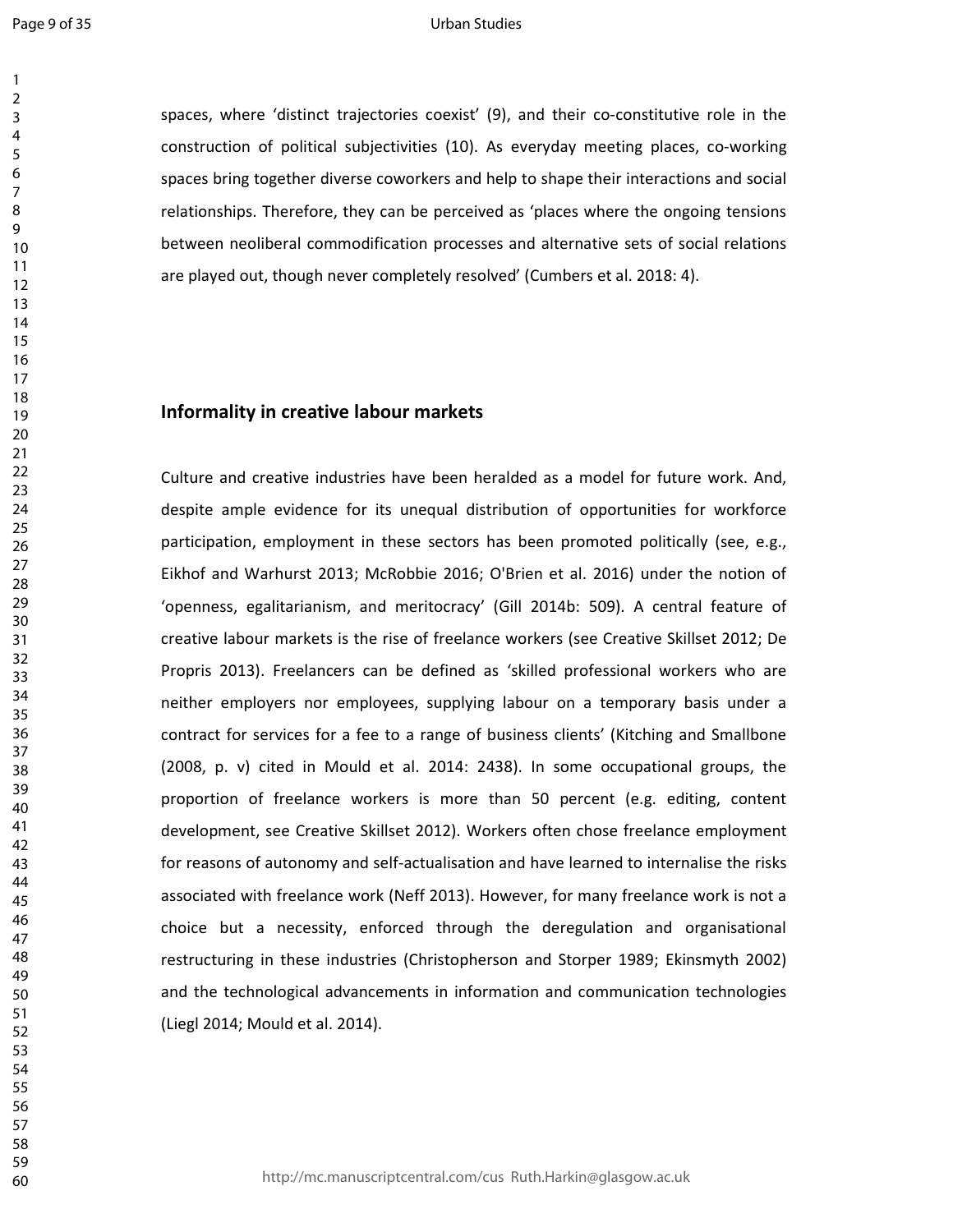spaces, where 'distinct trajectories coexist' (9), and their co-constitutive role in the construction of political subjectivities (10). As everyday meeting places, co-working spaces bring together diverse coworkers and help to shape their interactions and social relationships. Therefore, they can be perceived as 'places where the ongoing tensions between neoliberal commodification processes and alternative sets of social relations are played out, though never completely resolved' (Cumbers et al. 2018: 4).

## Informality in creative labour markets

Culture and creative industries have been heralded as a model for future work. And, despite ample evidence for its unequal distribution of opportunities for workforce participation, employment in these sectors has been promoted politically (see, e.g., Eikhof and Warhurst 2013; McRobbie 2016; O'Brien et al. 2016) under the notion of 'openness, egalitarianism, and meritocracy' (Gill 2014b: 509). A central feature of creative labour markets is the rise of freelance workers (see Creative Skillset 2012; De Propris 2013). Freelancers can be defined as 'skilled professional workers who are neither employers nor employees, supplying labour on a temporary basis under a contract for services for a fee to a range of business clients' (Kitching and Smallbone (2008, p. v) cited in Mould et al. 2014: 2438). In some occupational groups, the proportion of freelance workers is more than 50 percent (e.g. editing, content development, see Creative Skillset 2012). Workers often chose freelance employment for reasons of autonomy and self-actualisation and have learned to internalise the risks associated with freelance work (Neff 2013). However, for many freelance work is not a choice but a necessity, enforced through the deregulation and organisational restructuring in these industries (Christopherson and Storper 1989; Ekinsmyth 2002) and the technological advancements in information and communication technologies (Liegl 2014; Mould et al. 2014).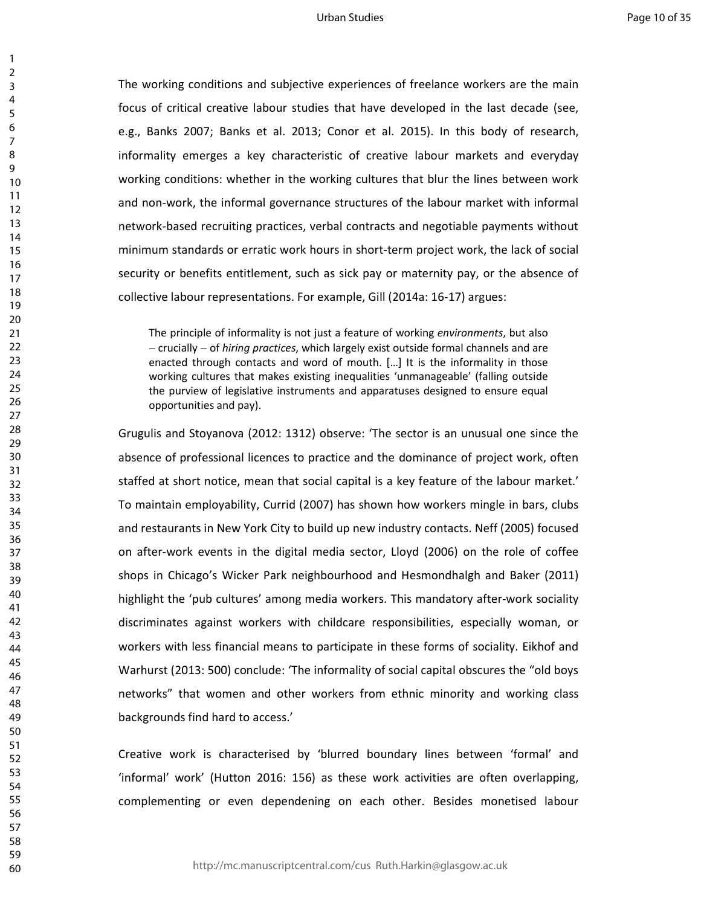The working conditions and subjective experiences of freelance workers are the main focus of critical creative labour studies that have developed in the last decade (see, e.g., Banks 2007; Banks et al. 2013; Conor et al. 2015). In this body of research, informality emerges a key characteristic of creative labour markets and everyday working conditions: whether in the working cultures that blur the lines between work and non-work, the informal governance structures of the labour market with informal network-based recruiting practices, verbal contracts and negotiable payments without minimum standards or erratic work hours in short-term project work, the lack of social security or benefits entitlement, such as sick pay or maternity pay, or the absence of collective labour representations. For example, Gill (2014a: 16-17) argues:

> The principle of informality is not just a feature of working *environments*, but also – crucially – of *hiring practices*, which largely exist outside formal channels and are enacted through contacts and word of mouth. […] It is the informality in those working cultures that makes existing inequalities 'unmanageable' (falling outside the purview of legislative instruments and apparatuses designed to ensure equal opportunities and pay).

Grugulis and Stoyanova (2012: 1312) observe: 'The sector is an unusual one since the absence of professional licences to practice and the dominance of project work, often staffed at short notice, mean that social capital is a key feature of the labour market.' To maintain employability, Currid (2007) has shown how workers mingle in bars, clubs and restaurants in New York City to build up new industry contacts. Neff (2005) focused on after-work events in the digital media sector, Lloyd (2006) on the role of coffee shops in Chicago's Wicker Park neighbourhood and Hesmondhalgh and Baker (2011) highlight the 'pub cultures' among media workers. This mandatory after-work sociality discriminates against workers with childcare responsibilities, especially woman, or workers with less financial means to participate in these forms of sociality. Eikhof and Warhurst (2013: 500) conclude: 'The informality of social capital obscures the "old boys networks" that women and other workers from ethnic minority and working class backgrounds find hard to access.'

Creative work is characterised by 'blurred boundary lines between 'formal' and 'informal' work' (Hutton 2016: 156) as these work activities are often overlapping, complementing or even dependening on each other. Besides monetised labour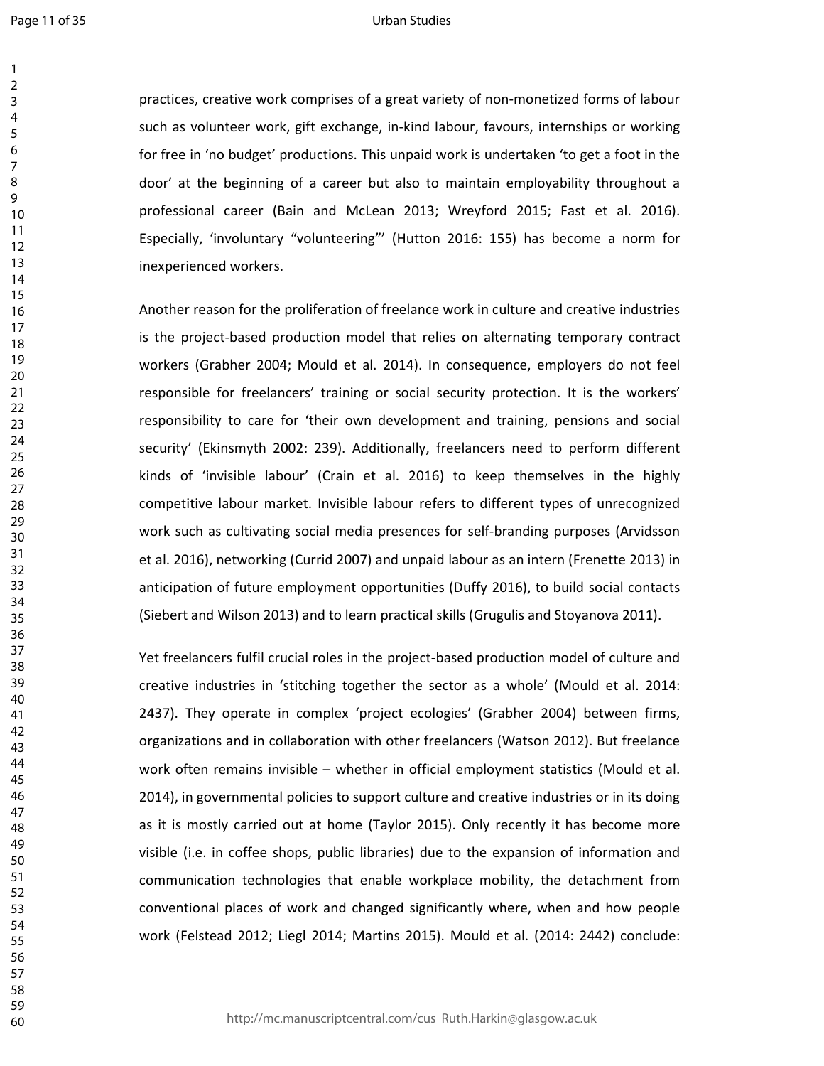practices, creative work comprises of a great variety of non-monetized forms of labour such as volunteer work, gift exchange, in-kind labour, favours, internships or working for free in 'no budget' productions. This unpaid work is undertaken 'to get a foot in the door' at the beginning of a career but also to maintain employability throughout a professional career (Bain and McLean 2013; Wreyford 2015; Fast et al. 2016). Especially, 'involuntary "volunteering"' (Hutton 2016: 155) has become a norm for inexperienced workers.

Another reason for the proliferation of freelance work in culture and creative industries is the project-based production model that relies on alternating temporary contract workers (Grabher 2004; Mould et al. 2014). In consequence, employers do not feel responsible for freelancers' training or social security protection. It is the workers' responsibility to care for 'their own development and training, pensions and social security' (Ekinsmyth 2002: 239). Additionally, freelancers need to perform different kinds of 'invisible labour' (Crain et al. 2016) to keep themselves in the highly competitive labour market. Invisible labour refers to different types of unrecognized work such as cultivating social media presences for self-branding purposes (Arvidsson et al. 2016), networking (Currid 2007) and unpaid labour as an intern (Frenette 2013) in anticipation of future employment opportunities (Duffy 2016), to build social contacts (Siebert and Wilson 2013) and to learn practical skills (Grugulis and Stoyanova 2011).

Yet freelancers fulfil crucial roles in the project-based production model of culture and creative industries in 'stitching together the sector as a whole' (Mould et al. 2014: 2437). They operate in complex 'project ecologies' (Grabher 2004) between firms, organizations and in collaboration with other freelancers (Watson 2012). But freelance work often remains invisible – whether in official employment statistics (Mould et al. 2014), in governmental policies to support culture and creative industries or in its doing as it is mostly carried out at home (Taylor 2015). Only recently it has become more visible (i.e. in coffee shops, public libraries) due to the expansion of information and communication technologies that enable workplace mobility, the detachment from conventional places of work and changed significantly where, when and how people work (Felstead 2012; Liegl 2014; Martins 2015). Mould et al. (2014: 2442) conclude: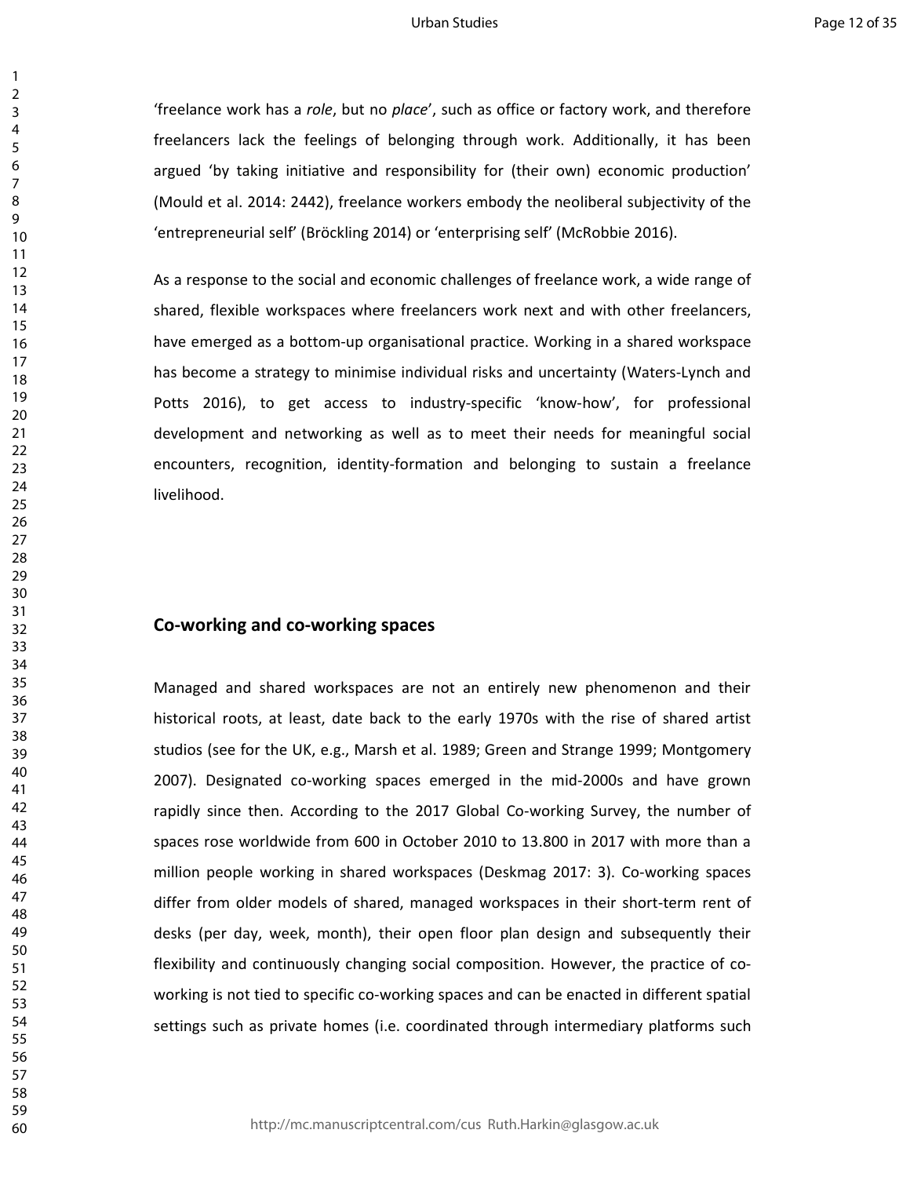'freelance work has a *role*, but no *place*', such as office or factory work, and therefore freelancers lack the feelings of belonging through work. Additionally, it has been argued 'by taking initiative and responsibility for (their own) economic production' (Mould et al. 2014: 2442), freelance workers embody the neoliberal subjectivity of the 'entrepreneurial self' (Bröckling 2014) or 'enterprising self' (McRobbie 2016).

As a response to the social and economic challenges of freelance work, a wide range of shared, flexible workspaces where freelancers work next and with other freelancers, have emerged as a bottom-up organisational practice. Working in a shared workspace has become a strategy to minimise individual risks and uncertainty (Waters-Lynch and Potts 2016), to get access to industry-specific 'know-how', for professional development and networking as well as to meet their needs for meaningful social encounters, recognition, identity-formation and belonging to sustain a freelance livelihood.

## Co-working and co-working spaces

Managed and shared workspaces are not an entirely new phenomenon and their historical roots, at least, date back to the early 1970s with the rise of shared artist studios (see for the UK, e.g., Marsh et al. 1989; Green and Strange 1999; Montgomery 2007). Designated co-working spaces emerged in the mid-2000s and have grown rapidly since then. According to the 2017 Global Co-working Survey, the number of spaces rose worldwide from 600 in October 2010 to 13.800 in 2017 with more than a million people working in shared workspaces (Deskmag 2017: 3). Co-working spaces differ from older models of shared, managed workspaces in their short-term rent of desks (per day, week, month), their open floor plan design and subsequently their flexibility and continuously changing social composition. However, the practice of co-working is not tied to specific co-working spaces and can be enacted in different spatial settings such as private homes (i.e. coordinated through intermediary platforms such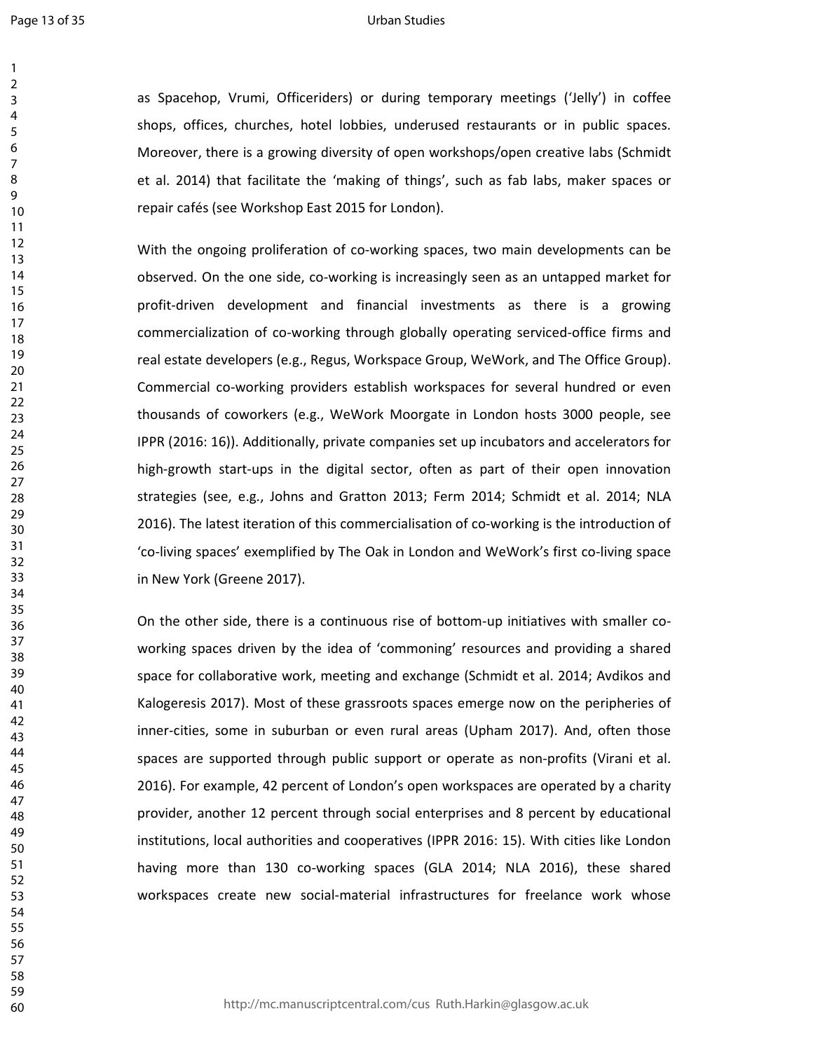as Spacehop, Vrumi, Officeriders) or during temporary meetings ('Jelly') in coffee shops, offices, churches, hotel lobbies, underused restaurants or in public spaces. Moreover, there is a growing diversity of open workshops/open creative labs (Schmidt et al. 2014) that facilitate the 'making of things', such as fab labs, maker spaces or repair cafés (see Workshop East 2015 for London).

With the ongoing proliferation of co-working spaces, two main developments can be observed. On the one side, co-working is increasingly seen as an untapped market for profit-driven development and financial investments as there is a growing commercialization of co-working through globally operating serviced-office firms and real estate developers (e.g., Regus, Workspace Group, WeWork, and The Office Group). Commercial co-working providers establish workspaces for several hundred or even thousands of coworkers (e.g., WeWork Moorgate in London hosts 3000 people, see IPPR (2016: 16)). Additionally, private companies set up incubators and accelerators for high-growth start-ups in the digital sector, often as part of their open innovation strategies (see, e.g., Johns and Gratton 2013; Ferm 2014; Schmidt et al. 2014; NLA 2016). The latest iteration of this commercialisation of co-working is the introduction of 'co-living spaces' exemplified by The Oak in London and WeWork's first co-living space in New York (Greene 2017).

On the other side, there is a continuous rise of bottom-up initiatives with smaller co-working spaces driven by the idea of 'commoning' resources and providing a shared space for collaborative work, meeting and exchange (Schmidt et al. 2014; Avdikos and Kalogeresis 2017). Most of these grassroots spaces emerge now on the peripheries of inner-cities, some in suburban or even rural areas (Upham 2017). And, often those spaces are supported through public support or operate as non-profits (Virani et al. 2016). For example, 42 percent of London's open workspaces are operated by a charity provider, another 12 percent through social enterprises and 8 percent by educational institutions, local authorities and cooperatives (IPPR 2016: 15). With cities like London having more than 130 co-working spaces (GLA 2014; NLA 2016), these shared workspaces create new social-material infrastructures for freelance work whose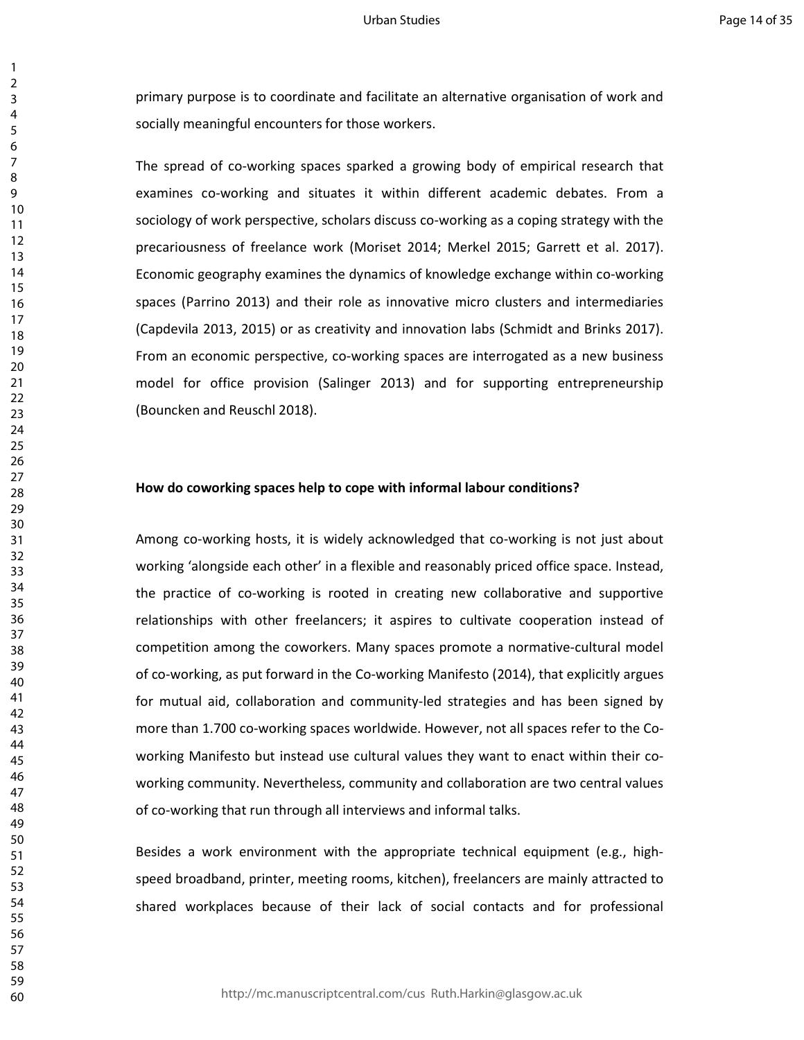primary purpose is to coordinate and facilitate an alternative organisation of work and socially meaningful encounters for those workers.

The spread of co-working spaces sparked a growing body of empirical research that examines co-working and situates it within different academic debates. From a sociology of work perspective, scholars discuss co-working as a coping strategy with the precariousness of freelance work (Moriset 2014; Merkel 2015; Garrett et al. 2017). Economic geography examines the dynamics of knowledge exchange within co-working spaces (Parrino 2013) and their role as innovative micro clusters and intermediaries (Capdevila 2013, 2015) or as creativity and innovation labs (Schmidt and Brinks 2017). From an economic perspective, co-working spaces are interrogated as a new business model for office provision (Salinger 2013) and for supporting entrepreneurship (Bouncken and Reuschl 2018).

**How do coworking spaces help to cope with informal labour conditions?**

Among co-working hosts, it is widely acknowledged that co-working is not just about working 'alongside each other' in a flexible and reasonably priced office space. Instead, the practice of co-working is rooted in creating new collaborative and supportive relationships with other freelancers; it aspires to cultivate cooperation instead of competition among the coworkers. Many spaces promote a normative-cultural model of co-working, as put forward in the Co-working Manifesto (2014), that explicitly argues for mutual aid, collaboration and community-led strategies and has been signed by more than 1.700 co-working spaces worldwide. However, not all spaces refer to the Co-working Manifesto but instead use cultural values they want to enact within their co-working community. Nevertheless, community and collaboration are two central values of co-working that run through all interviews and informal talks.

Besides a work environment with the appropriate technical equipment (e.g., high-speed broadband, printer, meeting rooms, kitchen), freelancers are mainly attracted to shared workplaces because of their lack of social contacts and for professional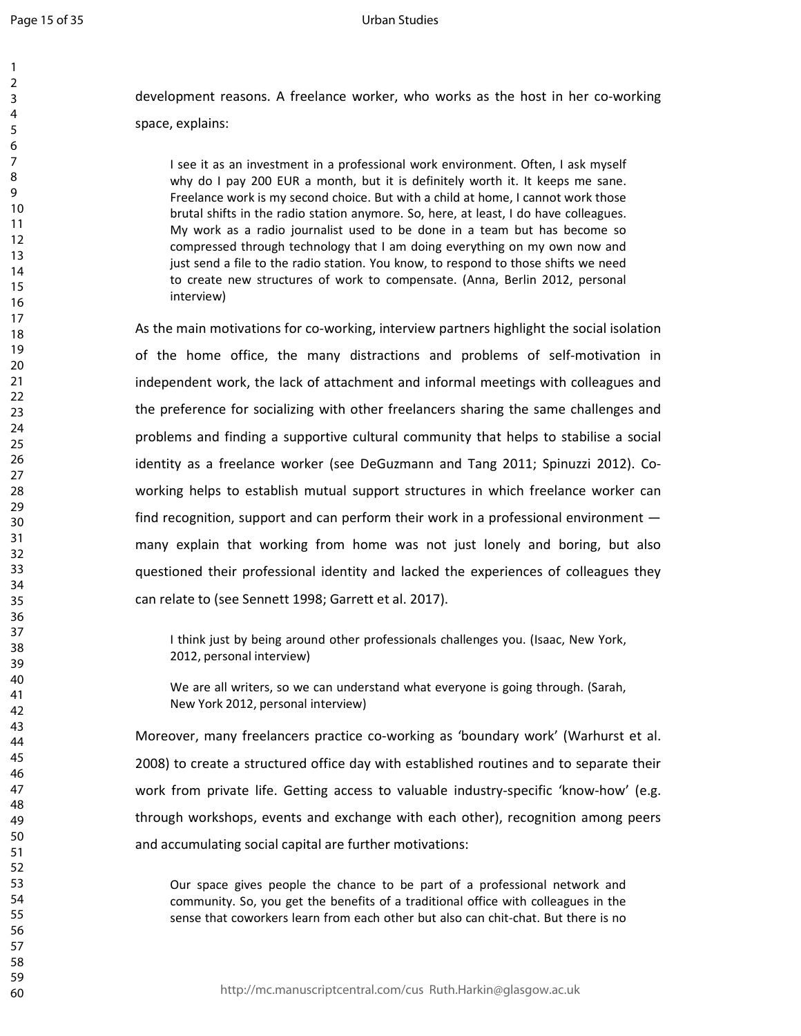development reasons. A freelance worker, who works as the host in her co-working space, explains:

> I see it as an investment in a professional work environment. Often, I ask myself why do I pay 200 EUR a month, but it is definitely worth it. It keeps me sane. Freelance work is my second choice. But with a child at home, I cannot work those brutal shifts in the radio station anymore. So, here, at least, I do have colleagues. My work as a radio journalist used to be done in a team but has become so compressed through technology that I am doing everything on my own now and just send a file to the radio station. You know, to respond to those shifts we need to create new structures of work to compensate. (Anna, Berlin 2012, personal interview)

As the main motivations for co-working, interview partners highlight the social isolation of the home office, the many distractions and problems of self-motivation in independent work, the lack of attachment and informal meetings with colleagues and the preference for socializing with other freelancers sharing the same challenges and problems and finding a supportive cultural community that helps to stabilise a social identity as a freelance worker (see DeGuzmann and Tang 2011; Spinuzzi 2012). Co-working helps to establish mutual support structures in which freelance worker can find recognition, support and can perform their work in a professional environment — many explain that working from home was not just lonely and boring, but also questioned their professional identity and lacked the experiences of colleagues they can relate to (see Sennett 1998; Garrett et al. 2017).

> I think just by being around other professionals challenges you. (Isaac, New York, 2012, personal interview)

> We are all writers, so we can understand what everyone is going through. (Sarah, New York 2012, personal interview)

Moreover, many freelancers practice co-working as 'boundary work' (Warhurst et al. 2008) to create a structured office day with established routines and to separate their work from private life. Getting access to valuable industry-specific 'know-how' (e.g. through workshops, events and exchange with each other), recognition among peers and accumulating social capital are further motivations:

> Our space gives people the chance to be part of a professional network and community. So, you get the benefits of a traditional office with colleagues in the sense that coworkers learn from each other but also can chit-chat. But there is no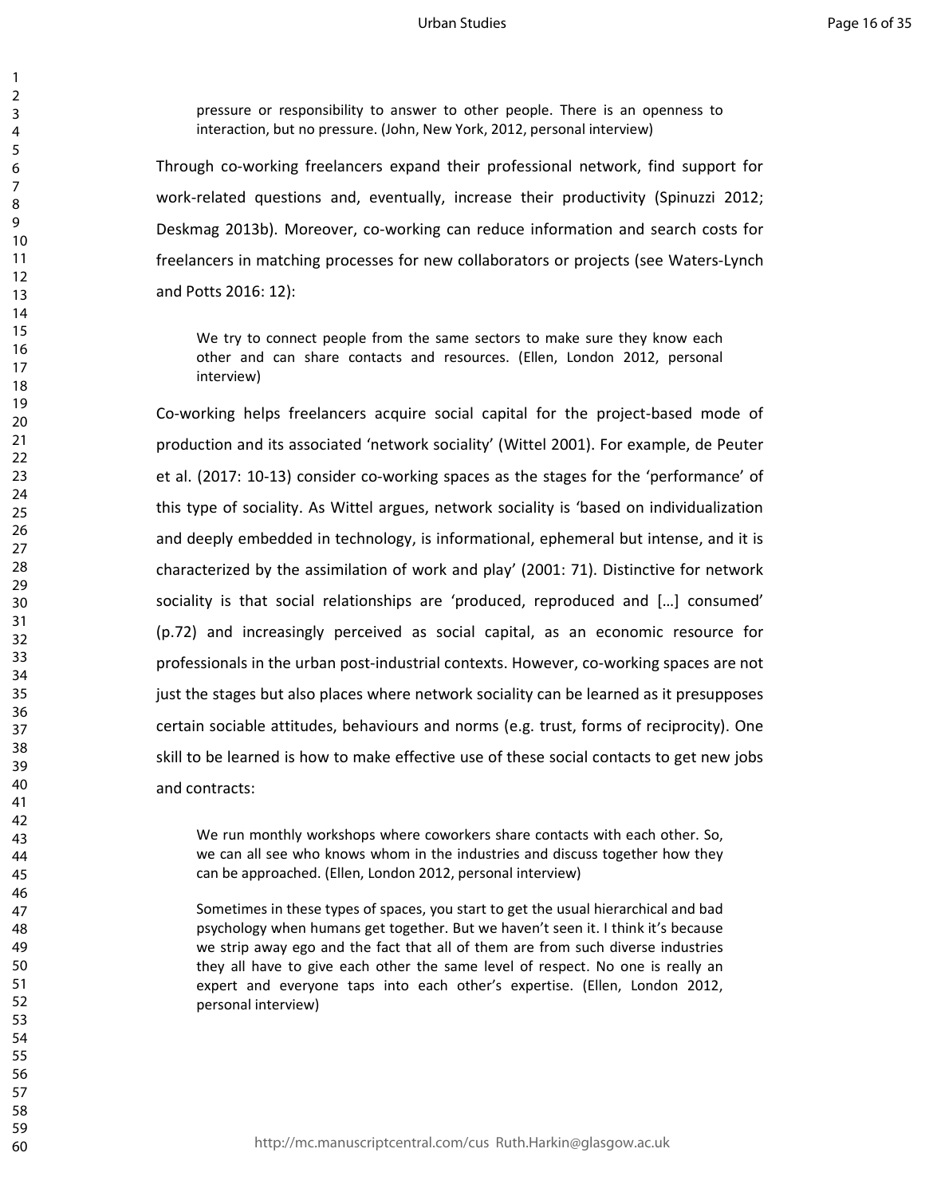> pressure or responsibility to answer to other people. There is an openness to interaction, but no pressure. (John, New York, 2012, personal interview)

Through co-working freelancers expand their professional network, find support for work-related questions and, eventually, increase their productivity (Spinuzzi 2012; Deskmag 2013b). Moreover, co-working can reduce information and search costs for freelancers in matching processes for new collaborators or projects (see Waters-Lynch and Potts 2016: 12):

> We try to connect people from the same sectors to make sure they know each other and can share contacts and resources. (Ellen, London 2012, personal interview)

Co-working helps freelancers acquire social capital for the project-based mode of production and its associated 'network sociality' (Wittel 2001). For example, de Peuter et al. (2017: 10-13) consider co-working spaces as the stages for the 'performance' of this type of sociality. As Wittel argues, network sociality is 'based on individualization and deeply embedded in technology, is informational, ephemeral but intense, and it is characterized by the assimilation of work and play' (2001: 71). Distinctive for network sociality is that social relationships are 'produced, reproduced and […] consumed' (p.72) and increasingly perceived as social capital, as an economic resource for professionals in the urban post-industrial contexts. However, co-working spaces are not just the stages but also places where network sociality can be learned as it presupposes certain sociable attitudes, behaviours and norms (e.g. trust, forms of reciprocity). One skill to be learned is how to make effective use of these social contacts to get new jobs and contracts:

> We run monthly workshops where coworkers share contacts with each other. So, we can all see who knows whom in the industries and discuss together how they can be approached. (Ellen, London 2012, personal interview)

> Sometimes in these types of spaces, you start to get the usual hierarchical and bad psychology when humans get together. But we haven't seen it. I think it's because we strip away ego and the fact that all of them are from such diverse industries they all have to give each other the same level of respect. No one is really an expert and everyone taps into each other's expertise. (Ellen, London 2012, personal interview)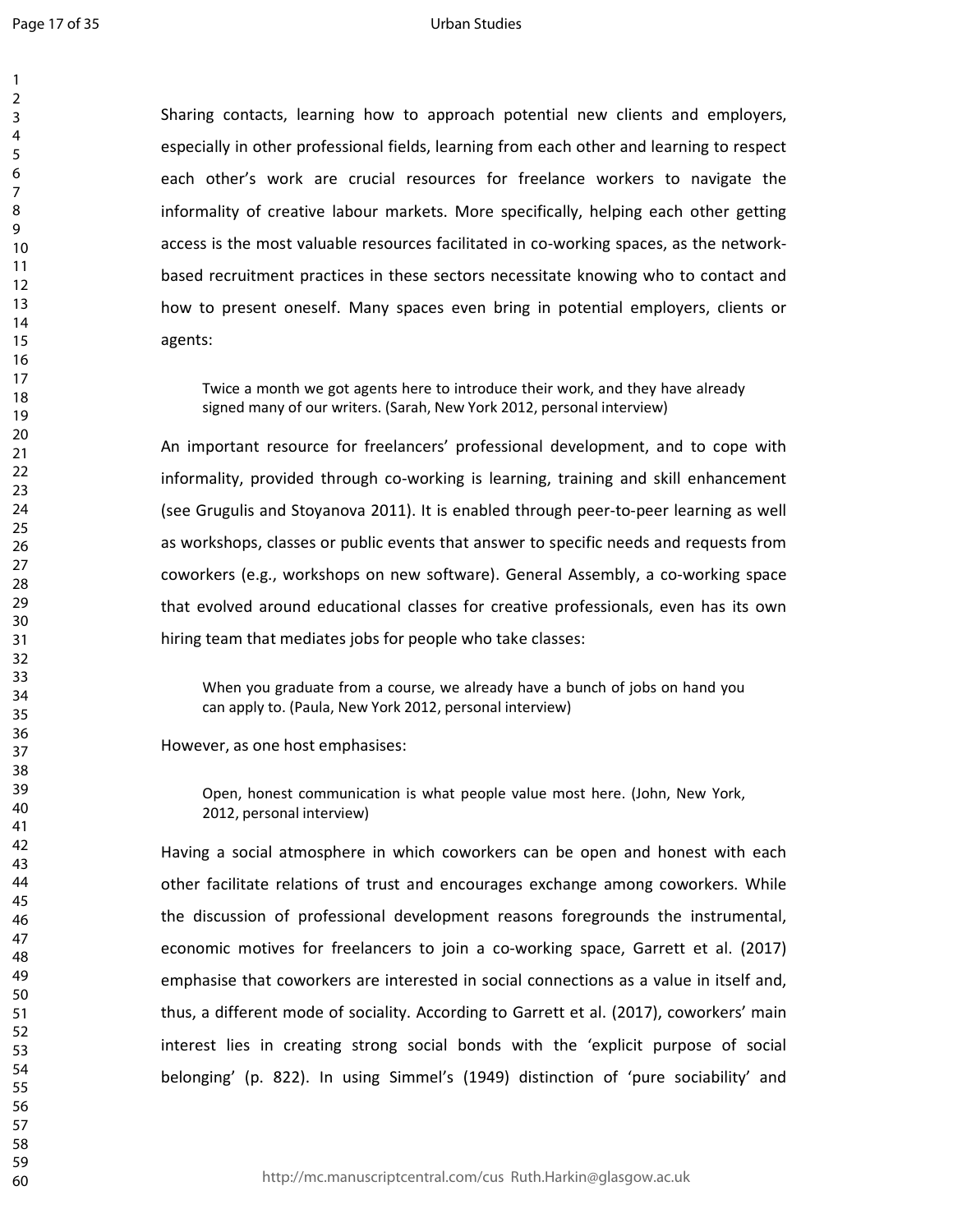Sharing contacts, learning how to approach potential new clients and employers, especially in other professional fields, learning from each other and learning to respect each other's work are crucial resources for freelance workers to navigate the informality of creative labour markets. More specifically, helping each other getting access is the most valuable resources facilitated in co-working spaces, as the network-based recruitment practices in these sectors necessitate knowing who to contact and how to present oneself. Many spaces even bring in potential employers, clients or agents:

> Twice a month we got agents here to introduce their work, and they have already signed many of our writers. (Sarah, New York 2012, personal interview)

An important resource for freelancers' professional development, and to cope with informality, provided through co-working is learning, training and skill enhancement (see Grugulis and Stoyanova 2011). It is enabled through peer-to-peer learning as well as workshops, classes or public events that answer to specific needs and requests from coworkers (e.g., workshops on new software). General Assembly, a co-working space that evolved around educational classes for creative professionals, even has its own hiring team that mediates jobs for people who take classes:

> When you graduate from a course, we already have a bunch of jobs on hand you can apply to. (Paula, New York 2012, personal interview)

However, as one host emphasises:

> Open, honest communication is what people value most here. (John, New York, 2012, personal interview)

Having a social atmosphere in which coworkers can be open and honest with each other facilitate relations of trust and encourages exchange among coworkers. While the discussion of professional development reasons foregrounds the instrumental, economic motives for freelancers to join a co-working space, Garrett et al. (2017) emphasise that coworkers are interested in social connections as a value in itself and, thus, a different mode of sociality. According to Garrett et al. (2017), coworkers' main interest lies in creating strong social bonds with the 'explicit purpose of social belonging' (p. 822). In using Simmel's (1949) distinction of 'pure sociability' and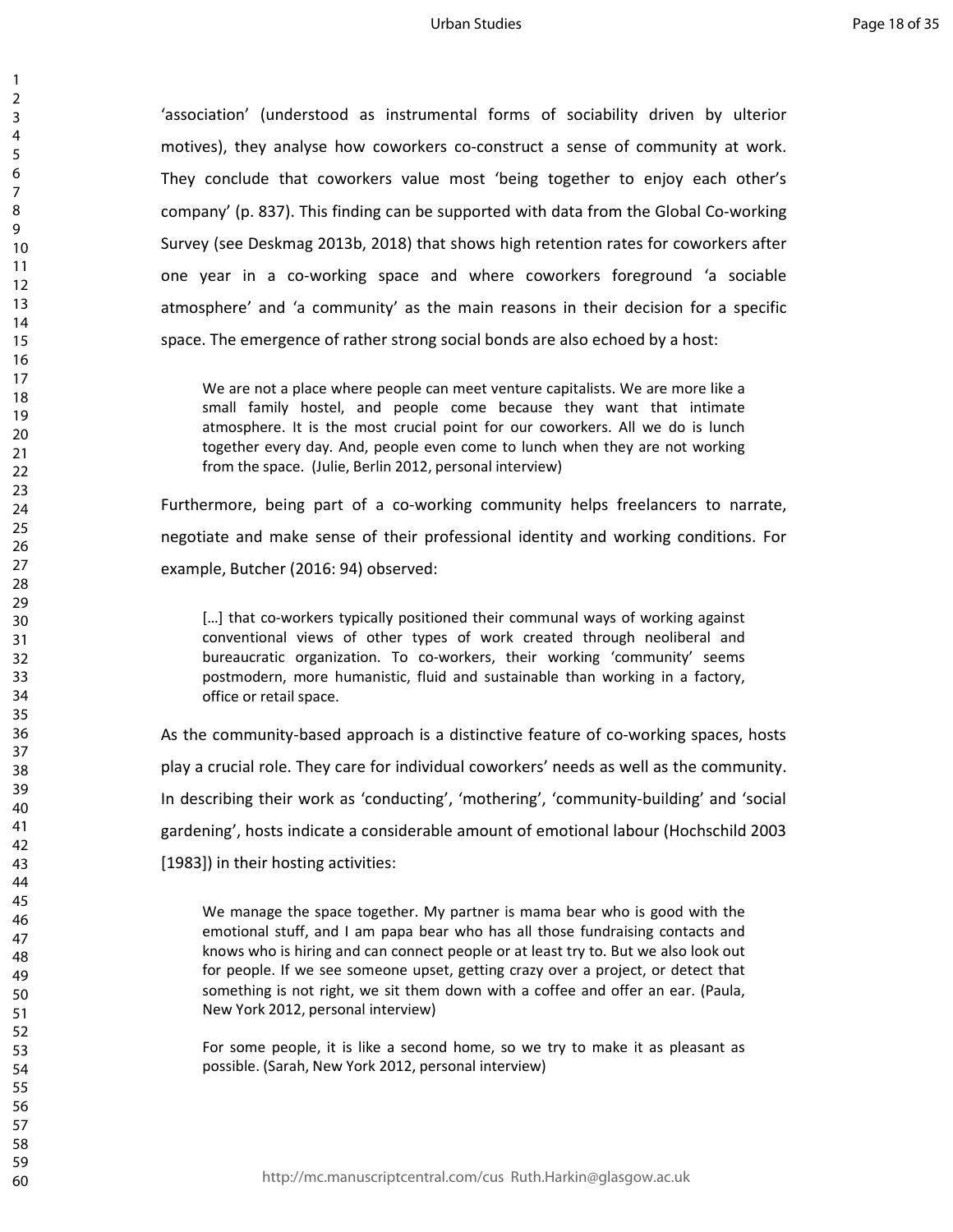'association' (understood as instrumental forms of sociability driven by ulterior motives), they analyse how coworkers co-construct a sense of community at work. They conclude that coworkers value most 'being together to enjoy each other's company' (p. 837). This finding can be supported with data from the Global Co-working Survey (see Deskmag 2013b, 2018) that shows high retention rates for coworkers after one year in a co-working space and where coworkers foreground 'a sociable atmosphere' and 'a community' as the main reasons in their decision for a specific space. The emergence of rather strong social bonds are also echoed by a host:

> We are not a place where people can meet venture capitalists. We are more like a small family hostel, and people come because they want that intimate atmosphere. It is the most crucial point for our coworkers. All we do is lunch together every day. And, people even come to lunch when they are not working from the space. (Julie, Berlin 2012, personal interview)

Furthermore, being part of a co-working community helps freelancers to narrate, negotiate and make sense of their professional identity and working conditions. For example, Butcher (2016: 94) observed:

> […] that co-workers typically positioned their communal ways of working against conventional views of other types of work created through neoliberal and bureaucratic organization. To co-workers, their working 'community' seems postmodern, more humanistic, fluid and sustainable than working in a factory, office or retail space.

As the community-based approach is a distinctive feature of co-working spaces, hosts play a crucial role. They care for individual coworkers' needs as well as the community. In describing their work as 'conducting', 'mothering', 'community-building' and 'social gardening', hosts indicate a considerable amount of emotional labour (Hochschild 2003 [1983]) in their hosting activities:

> We manage the space together. My partner is mama bear who is good with the emotional stuff, and I am papa bear who has all those fundraising contacts and knows who is hiring and can connect people or at least try to. But we also look out for people. If we see someone upset, getting crazy over a project, or detect that something is not right, we sit them down with a coffee and offer an ear. (Paula, New York 2012, personal interview)

> For some people, it is like a second home, so we try to make it as pleasant as possible. (Sarah, New York 2012, personal interview)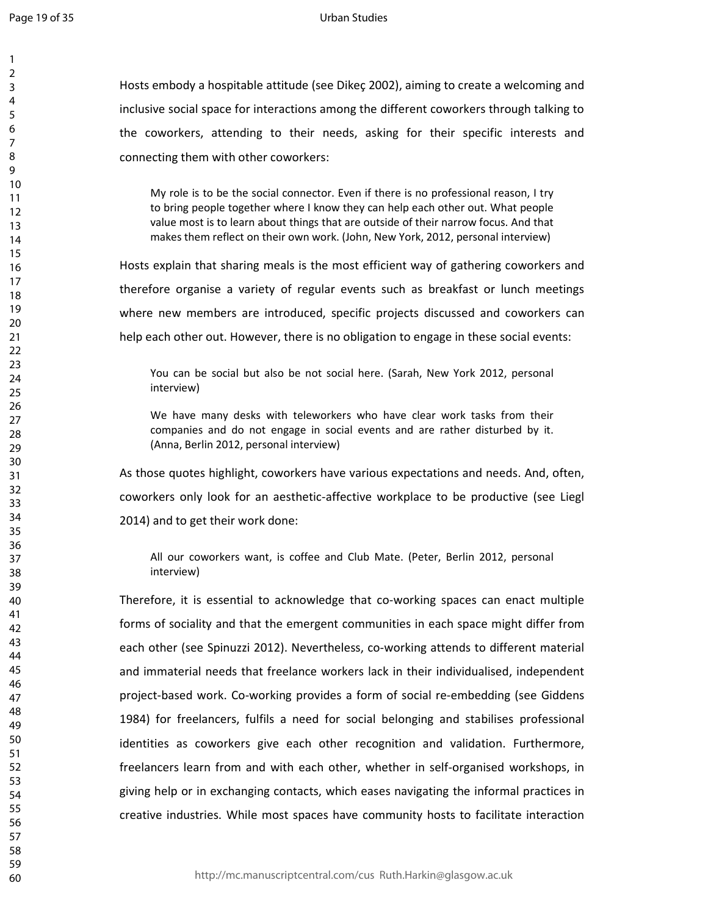Hosts embody a hospitable attitude (see Dikeç 2002), aiming to create a welcoming and inclusive social space for interactions among the different coworkers through talking to the coworkers, attending to their needs, asking for their specific interests and connecting them with other coworkers:

> My role is to be the social connector. Even if there is no professional reason, I try to bring people together where I know they can help each other out. What people value most is to learn about things that are outside of their narrow focus. And that makes them reflect on their own work. (John, New York, 2012, personal interview)

Hosts explain that sharing meals is the most efficient way of gathering coworkers and therefore organise a variety of regular events such as breakfast or lunch meetings where new members are introduced, specific projects discussed and coworkers can help each other out. However, there is no obligation to engage in these social events:

> You can be social but also be not social here. (Sarah, New York 2012, personal interview)

> We have many desks with teleworkers who have clear work tasks from their companies and do not engage in social events and are rather disturbed by it. (Anna, Berlin 2012, personal interview)

As those quotes highlight, coworkers have various expectations and needs. And, often, coworkers only look for an aesthetic-affective workplace to be productive (see Liegl 2014) and to get their work done:

> All our coworkers want, is coffee and Club Mate. (Peter, Berlin 2012, personal interview)

Therefore, it is essential to acknowledge that co-working spaces can enact multiple forms of sociality and that the emergent communities in each space might differ from each other (see Spinuzzi 2012). Nevertheless, co-working attends to different material and immaterial needs that freelance workers lack in their individualised, independent project-based work. Co-working provides a form of social re-embedding (see Giddens 1984) for freelancers, fulfils a need for social belonging and stabilises professional identities as coworkers give each other recognition and validation. Furthermore, freelancers learn from and with each other, whether in self-organised workshops, in giving help or in exchanging contacts, which eases navigating the informal practices in creative industries. While most spaces have community hosts to facilitate interaction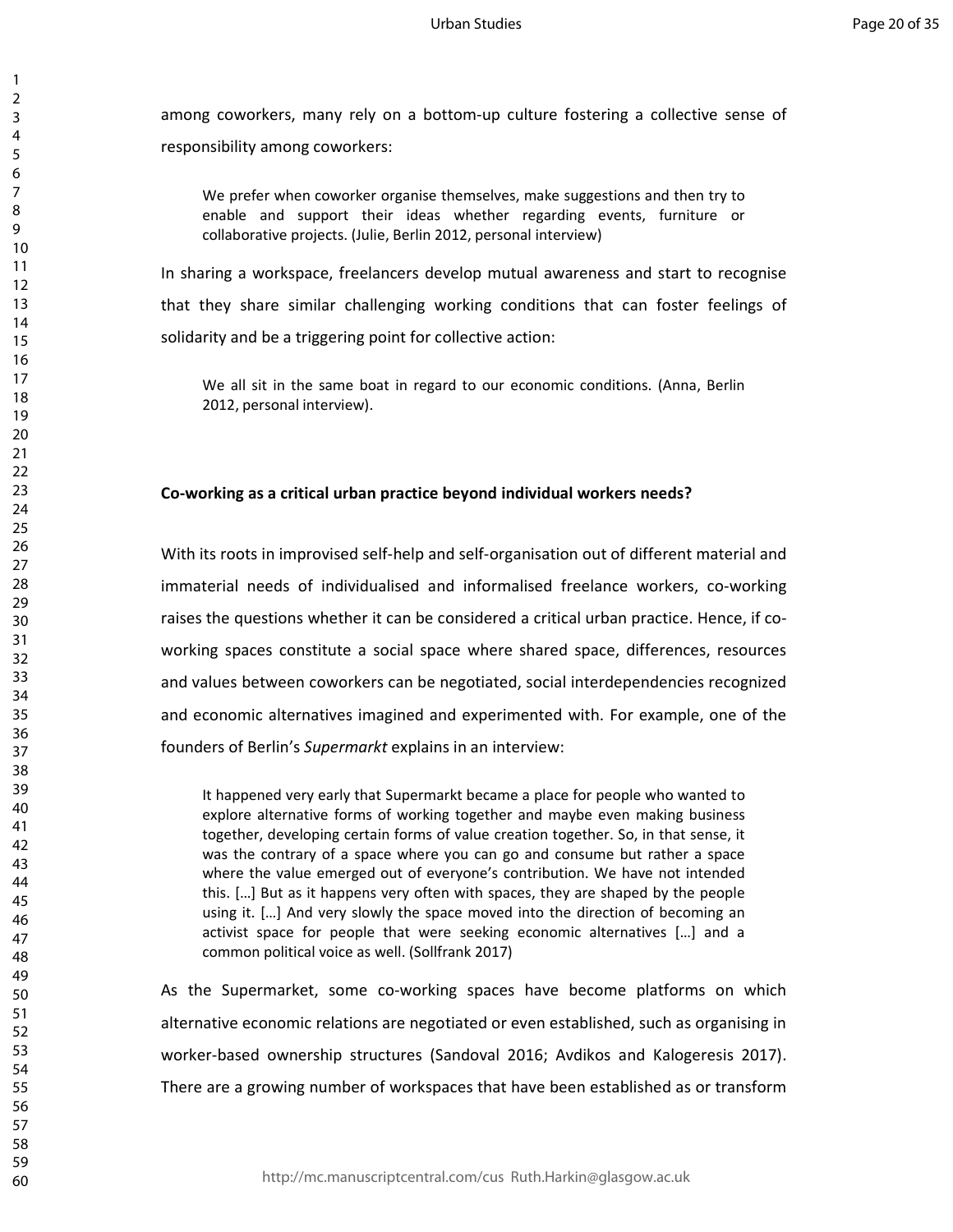among coworkers, many rely on a bottom-up culture fostering a collective sense of responsibility among coworkers:

> We prefer when coworker organise themselves, make suggestions and then try to enable and support their ideas whether regarding events, furniture or collaborative projects. (Julie, Berlin 2012, personal interview)

In sharing a workspace, freelancers develop mutual awareness and start to recognise that they share similar challenging working conditions that can foster feelings of solidarity and be a triggering point for collective action:

> We all sit in the same boat in regard to our economic conditions. (Anna, Berlin 2012, personal interview).

**Co-working as a critical urban practice beyond individual workers needs?**

With its roots in improvised self-help and self-organisation out of different material and immaterial needs of individualised and informalised freelance workers, co-working raises the questions whether it can be considered a critical urban practice. Hence, if co-working spaces constitute a social space where shared space, differences, resources and values between coworkers can be negotiated, social interdependencies recognized and economic alternatives imagined and experimented with. For example, one of the founders of Berlin's *Supermarkt* explains in an interview:

> It happened very early that Supermarkt became a place for people who wanted to explore alternative forms of working together and maybe even making business together, developing certain forms of value creation together. So, in that sense, it was the contrary of a space where you can go and consume but rather a space where the value emerged out of everyone's contribution. We have not intended this. […] But as it happens very often with spaces, they are shaped by the people using it. […] And very slowly the space moved into the direction of becoming an activist space for people that were seeking economic alternatives […] and a common political voice as well. (Sollfrank 2017)

As the Supermarket, some co-working spaces have become platforms on which alternative economic relations are negotiated or even established, such as organising in worker-based ownership structures (Sandoval 2016; Avdikos and Kalogeresis 2017). There are a growing number of workspaces that have been established as or transform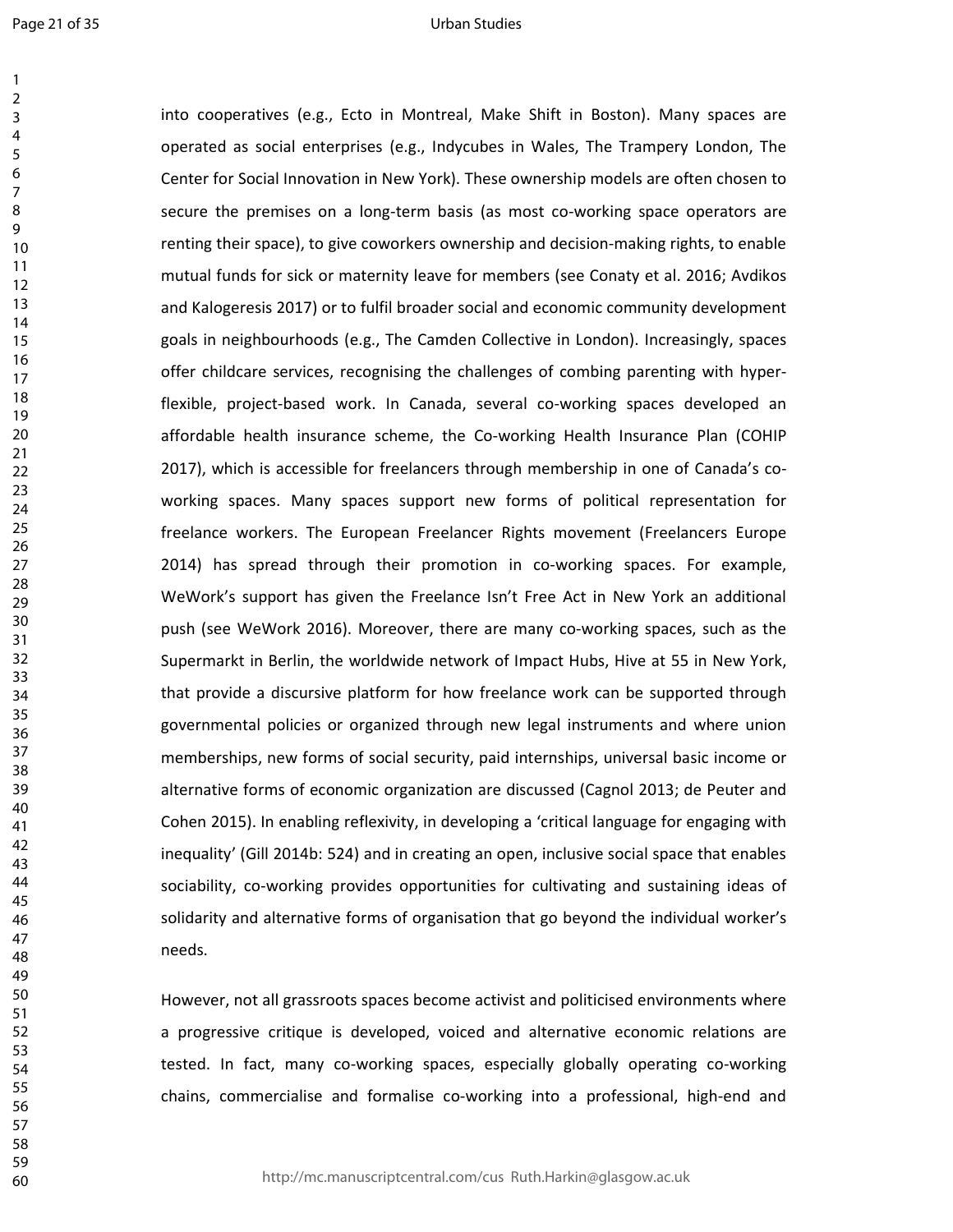into cooperatives (e.g., Ecto in Montreal, Make Shift in Boston). Many spaces are operated as social enterprises (e.g., Indycubes in Wales, The Trampery London, The Center for Social Innovation in New York). These ownership models are often chosen to secure the premises on a long-term basis (as most co-working space operators are renting their space), to give coworkers ownership and decision-making rights, to enable mutual funds for sick or maternity leave for members (see Conaty et al. 2016; Avdikos and Kalogeresis 2017) or to fulfil broader social and economic community development goals in neighbourhoods (e.g., The Camden Collective in London). Increasingly, spaces offer childcare services, recognising the challenges of combing parenting with hyper-flexible, project-based work. In Canada, several co-working spaces developed an affordable health insurance scheme, the Co-working Health Insurance Plan (COHIP 2017), which is accessible for freelancers through membership in one of Canada's co-working spaces. Many spaces support new forms of political representation for freelance workers. The European Freelancer Rights movement (Freelancers Europe 2014) has spread through their promotion in co-working spaces. For example, WeWork's support has given the Freelance Isn't Free Act in New York an additional push (see WeWork 2016). Moreover, there are many co-working spaces, such as the Supermarkt in Berlin, the worldwide network of Impact Hubs, Hive at 55 in New York, that provide a discursive platform for how freelance work can be supported through governmental policies or organized through new legal instruments and where union memberships, new forms of social security, paid internships, universal basic income or alternative forms of economic organization are discussed (Cagnol 2013; de Peuter and Cohen 2015). In enabling reflexivity, in developing a 'critical language for engaging with inequality' (Gill 2014b: 524) and in creating an open, inclusive social space that enables sociability, co-working provides opportunities for cultivating and sustaining ideas of solidarity and alternative forms of organisation that go beyond the individual worker's needs.

However, not all grassroots spaces become activist and politicised environments where a progressive critique is developed, voiced and alternative economic relations are tested. In fact, many co-working spaces, especially globally operating co-working chains, commercialise and formalise co-working into a professional, high-end and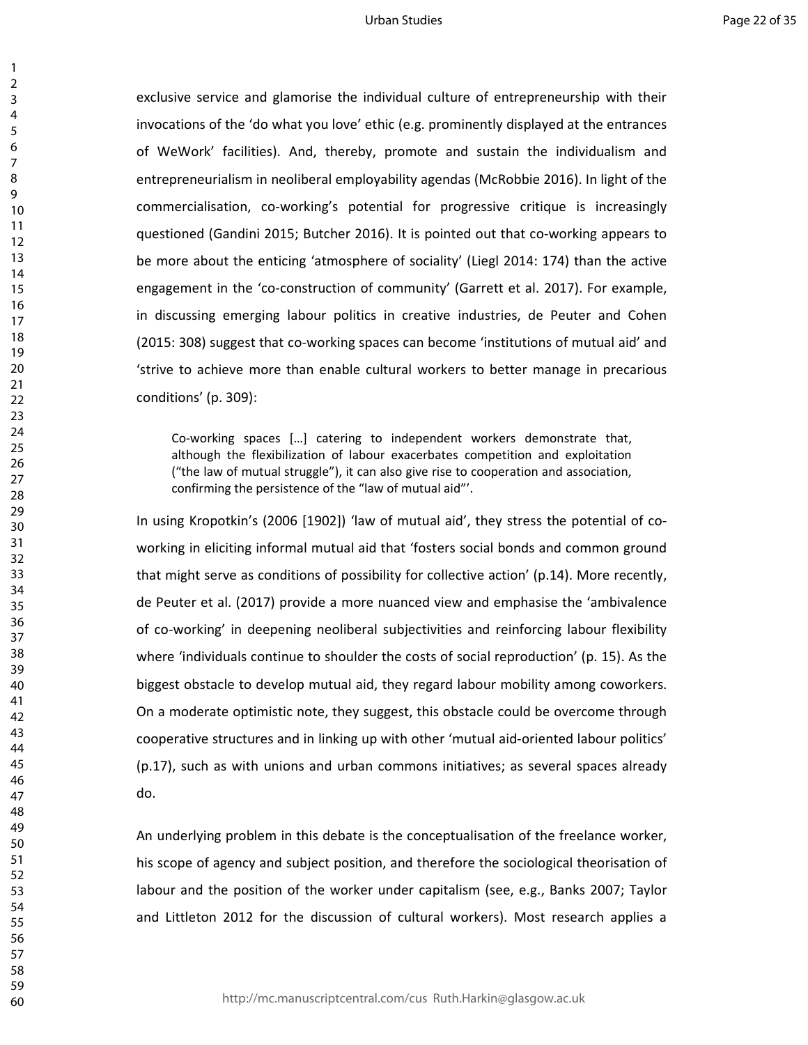exclusive service and glamorise the individual culture of entrepreneurship with their invocations of the 'do what you love' ethic (e.g. prominently displayed at the entrances of WeWork' facilities). And, thereby, promote and sustain the individualism and entrepreneurialism in neoliberal employability agendas (McRobbie 2016). In light of the commercialisation, co-working's potential for progressive critique is increasingly questioned (Gandini 2015; Butcher 2016). It is pointed out that co-working appears to be more about the enticing 'atmosphere of sociality' (Liegl 2014: 174) than the active engagement in the 'co-construction of community' (Garrett et al. 2017). For example, in discussing emerging labour politics in creative industries, de Peuter and Cohen (2015: 308) suggest that co-working spaces can become 'institutions of mutual aid' and 'strive to achieve more than enable cultural workers to better manage in precarious conditions' (p. 309):

> Co-working spaces […] catering to independent workers demonstrate that, although the flexibilization of labour exacerbates competition and exploitation ("the law of mutual struggle"), it can also give rise to cooperation and association, confirming the persistence of the "law of mutual aid"'.

In using Kropotkin's (2006 [1902]) 'law of mutual aid', they stress the potential of co-working in eliciting informal mutual aid that 'fosters social bonds and common ground that might serve as conditions of possibility for collective action' (p.14). More recently, de Peuter et al. (2017) provide a more nuanced view and emphasise the 'ambivalence of co-working' in deepening neoliberal subjectivities and reinforcing labour flexibility where 'individuals continue to shoulder the costs of social reproduction' (p. 15). As the biggest obstacle to develop mutual aid, they regard labour mobility among coworkers. On a moderate optimistic note, they suggest, this obstacle could be overcome through cooperative structures and in linking up with other 'mutual aid-oriented labour politics' (p.17), such as with unions and urban commons initiatives; as several spaces already do.

An underlying problem in this debate is the conceptualisation of the freelance worker, his scope of agency and subject position, and therefore the sociological theorisation of labour and the position of the worker under capitalism (see, e.g., Banks 2007; Taylor and Littleton 2012 for the discussion of cultural workers). Most research applies a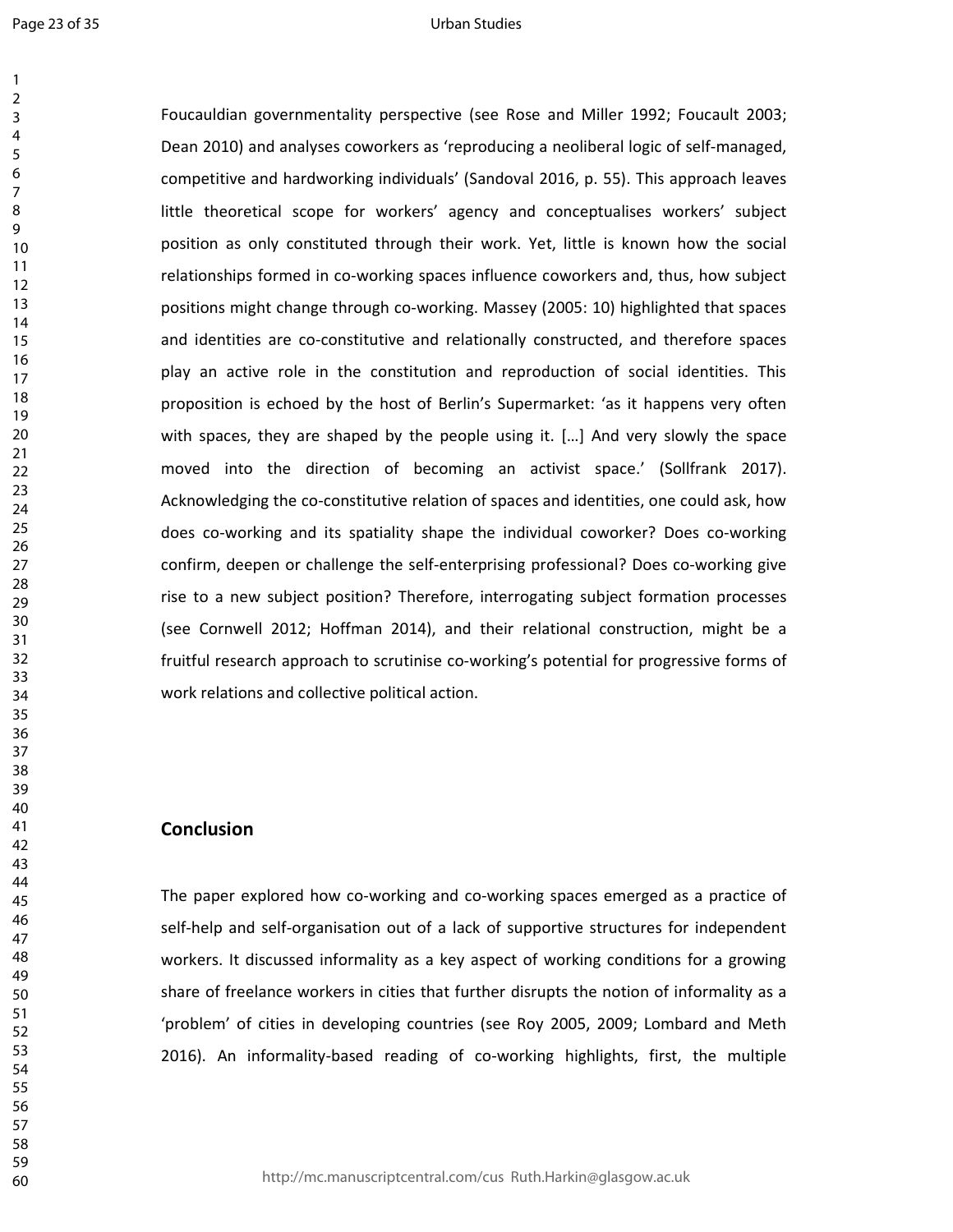Foucauldian governmentality perspective (see Rose and Miller 1992; Foucault 2003; Dean 2010) and analyses coworkers as 'reproducing a neoliberal logic of self-managed, competitive and hardworking individuals' (Sandoval 2016, p. 55). This approach leaves little theoretical scope for workers' agency and conceptualises workers' subject position as only constituted through their work. Yet, little is known how the social relationships formed in co-working spaces influence coworkers and, thus, how subject positions might change through co-working. Massey (2005: 10) highlighted that spaces and identities are co-constitutive and relationally constructed, and therefore spaces play an active role in the constitution and reproduction of social identities. This proposition is echoed by the host of Berlin's Supermarket: 'as it happens very often with spaces, they are shaped by the people using it. […] And very slowly the space moved into the direction of becoming an activist space.' (Sollfrank 2017). Acknowledging the co-constitutive relation of spaces and identities, one could ask, how does co-working and its spatiality shape the individual coworker? Does co-working confirm, deepen or challenge the self-enterprising professional? Does co-working give rise to a new subject position? Therefore, interrogating subject formation processes (see Cornwell 2012; Hoffman 2014), and their relational construction, might be a fruitful research approach to scrutinise co-working's potential for progressive forms of work relations and collective political action.

## Conclusion

The paper explored how co-working and co-working spaces emerged as a practice of self-help and self-organisation out of a lack of supportive structures for independent workers. It discussed informality as a key aspect of working conditions for a growing share of freelance workers in cities that further disrupts the notion of informality as a 'problem' of cities in developing countries (see Roy 2005, 2009; Lombard and Meth 2016). An informality-based reading of co-working highlights, first, the multiple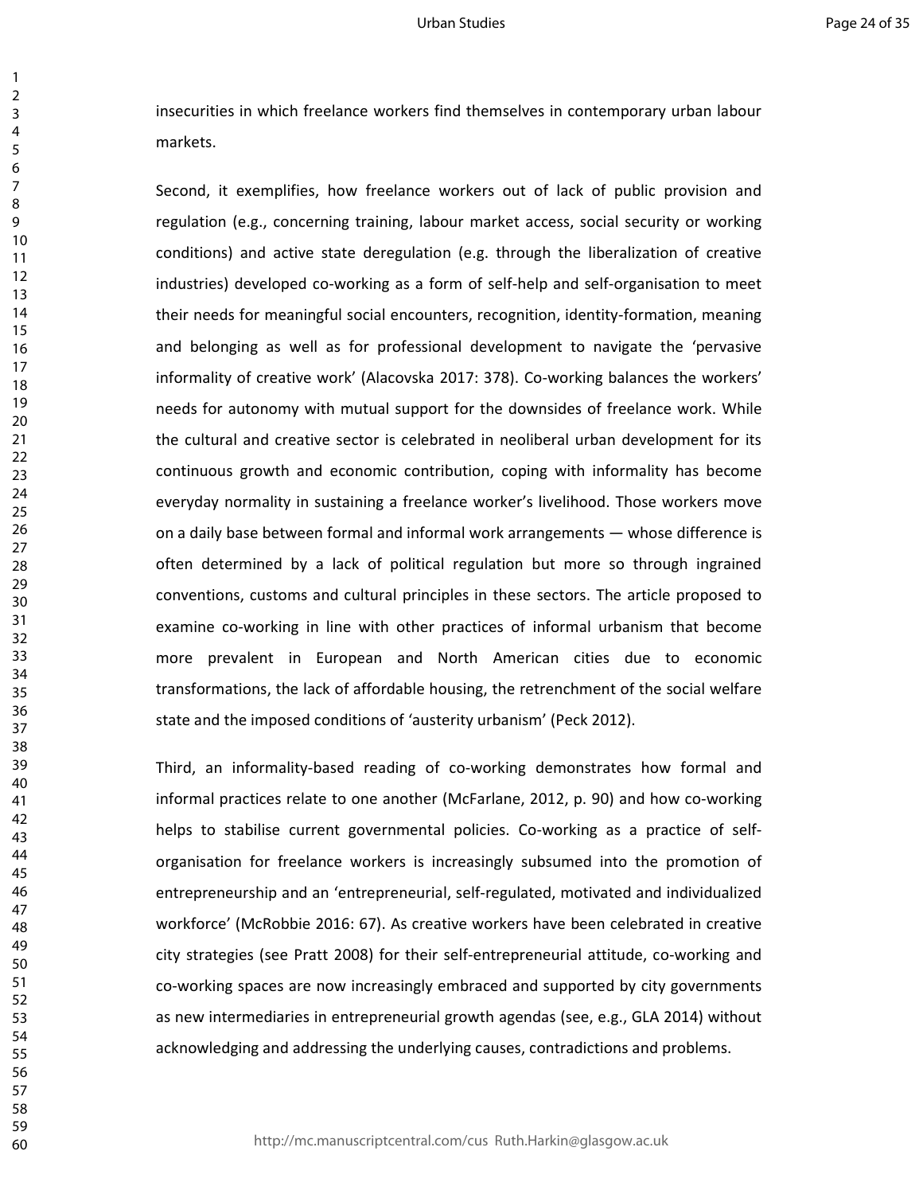insecurities in which freelance workers find themselves in contemporary urban labour markets.

Second, it exemplifies, how freelance workers out of lack of public provision and regulation (e.g., concerning training, labour market access, social security or working conditions) and active state deregulation (e.g. through the liberalization of creative industries) developed co-working as a form of self-help and self-organisation to meet their needs for meaningful social encounters, recognition, identity-formation, meaning and belonging as well as for professional development to navigate the 'pervasive informality of creative work' (Alacovska 2017: 378). Co-working balances the workers' needs for autonomy with mutual support for the downsides of freelance work. While the cultural and creative sector is celebrated in neoliberal urban development for its continuous growth and economic contribution, coping with informality has become everyday normality in sustaining a freelance worker's livelihood. Those workers move on a daily base between formal and informal work arrangements — whose difference is often determined by a lack of political regulation but more so through ingrained conventions, customs and cultural principles in these sectors. The article proposed to examine co-working in line with other practices of informal urbanism that become more prevalent in European and North American cities due to economic transformations, the lack of affordable housing, the retrenchment of the social welfare state and the imposed conditions of 'austerity urbanism' (Peck 2012).

Third, an informality-based reading of co-working demonstrates how formal and informal practices relate to one another (McFarlane, 2012, p. 90) and how co-working helps to stabilise current governmental policies. Co-working as a practice of self-organisation for freelance workers is increasingly subsumed into the promotion of entrepreneurship and an 'entrepreneurial, self-regulated, motivated and individualized workforce' (McRobbie 2016: 67). As creative workers have been celebrated in creative city strategies (see Pratt 2008) for their self-entrepreneurial attitude, co-working and co-working spaces are now increasingly embraced and supported by city governments as new intermediaries in entrepreneurial growth agendas (see, e.g., GLA 2014) without acknowledging and addressing the underlying causes, contradictions and problems.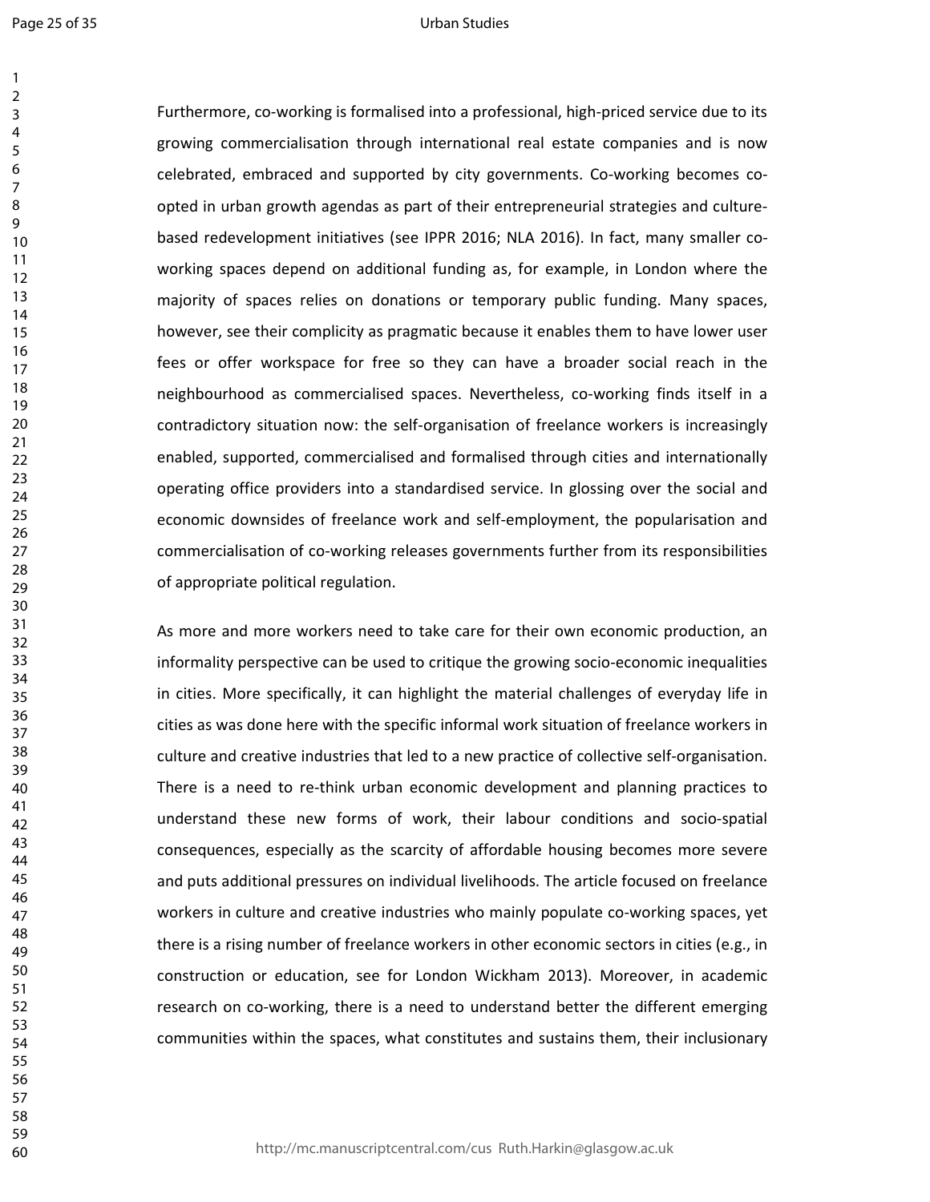Furthermore, co-working is formalised into a professional, high-priced service due to its growing commercialisation through international real estate companies and is now celebrated, embraced and supported by city governments. Co-working becomes co-opted in urban growth agendas as part of their entrepreneurial strategies and culture-based redevelopment initiatives (see IPPR 2016; NLA 2016). In fact, many smaller co-working spaces depend on additional funding as, for example, in London where the majority of spaces relies on donations or temporary public funding. Many spaces, however, see their complicity as pragmatic because it enables them to have lower user fees or offer workspace for free so they can have a broader social reach in the neighbourhood as commercialised spaces. Nevertheless, co-working finds itself in a contradictory situation now: the self-organisation of freelance workers is increasingly enabled, supported, commercialised and formalised through cities and internationally operating office providers into a standardised service. In glossing over the social and economic downsides of freelance work and self-employment, the popularisation and commercialisation of co-working releases governments further from its responsibilities of appropriate political regulation.

As more and more workers need to take care for their own economic production, an informality perspective can be used to critique the growing socio-economic inequalities in cities. More specifically, it can highlight the material challenges of everyday life in cities as was done here with the specific informal work situation of freelance workers in culture and creative industries that led to a new practice of collective self-organisation. There is a need to re-think urban economic development and planning practices to understand these new forms of work, their labour conditions and socio-spatial consequences, especially as the scarcity of affordable housing becomes more severe and puts additional pressures on individual livelihoods. The article focused on freelance workers in culture and creative industries who mainly populate co-working spaces, yet there is a rising number of freelance workers in other economic sectors in cities (e.g., in construction or education, see for London Wickham 2013). Moreover, in academic research on co-working, there is a need to understand better the different emerging communities within the spaces, what constitutes and sustains them, their inclusionary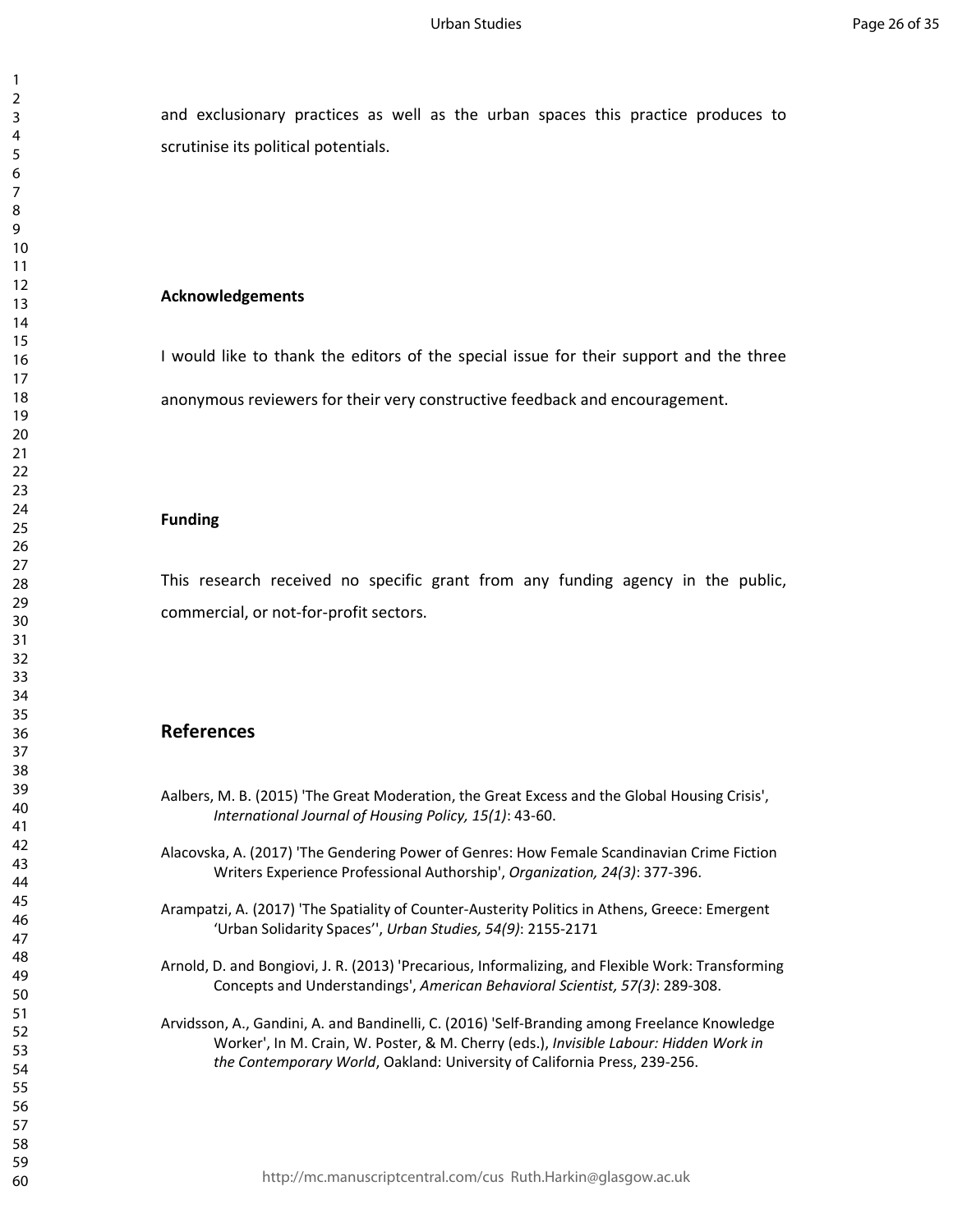and exclusionary practices as well as the urban spaces this practice produces to scrutinise its political potentials.

**Acknowledgements**

I would like to thank the editors of the special issue for their support and the three anonymous reviewers for their very constructive feedback and encouragement.

**Funding**

This research received no specific grant from any funding agency in the public, commercial, or not-for-profit sectors.

## References

Aalbers, M. B. (2015) 'The Great Moderation, the Great Excess and the Global Housing Crisis', *International Journal of Housing Policy, 15(1)*: 43-60.

Alacovska, A. (2017) 'The Gendering Power of Genres: How Female Scandinavian Crime Fiction Writers Experience Professional Authorship', *Organization, 24(3)*: 377-396.

Arampatzi, A. (2017) 'The Spatiality of Counter-Austerity Politics in Athens, Greece: Emergent 'Urban Solidarity Spaces'', *Urban Studies, 54(9)*: 2155-2171

Arnold, D. and Bongiovi, J. R. (2013) 'Precarious, Informalizing, and Flexible Work: Transforming Concepts and Understandings', *American Behavioral Scientist, 57(3)*: 289-308.

Arvidsson, A., Gandini, A. and Bandinelli, C. (2016) 'Self-Branding among Freelance Knowledge Worker', In M. Crain, W. Poster, & M. Cherry (eds.), *Invisible Labour: Hidden Work in the Contemporary World*, Oakland: University of California Press, 239-256.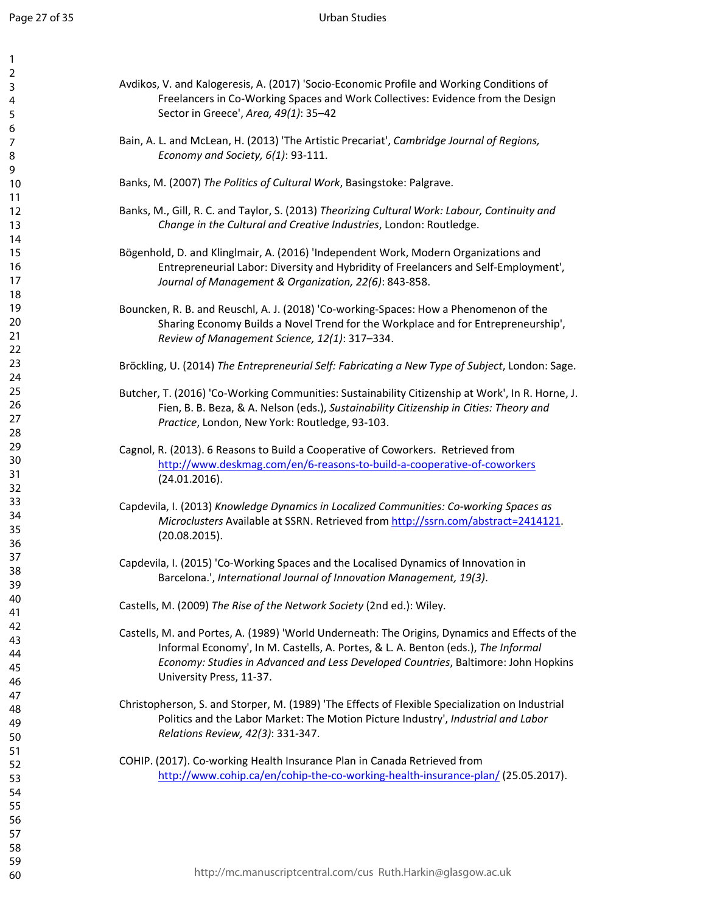Avdikos, V. and Kalogeresis, A. (2017) 'Socio-Economic Profile and Working Conditions of Freelancers in Co-Working Spaces and Work Collectives: Evidence from the Design Sector in Greece', *Area, 49(1)*: 35–42

Bain, A. L. and McLean, H. (2013) 'The Artistic Precariat', *Cambridge Journal of Regions, Economy and Society, 6(1)*: 93-111.

Banks, M. (2007) *The Politics of Cultural Work*, Basingstoke: Palgrave.

Banks, M., Gill, R. C. and Taylor, S. (2013) *Theorizing Cultural Work: Labour, Continuity and Change in the Cultural and Creative Industries*, London: Routledge.

Bögenhold, D. and Klinglmair, A. (2016) 'Independent Work, Modern Organizations and Entrepreneurial Labor: Diversity and Hybridity of Freelancers and Self-Employment', *Journal of Management & Organization, 22(6)*: 843-858.

Bouncken, R. B. and Reuschl, A. J. (2018) 'Co-working-Spaces: How a Phenomenon of the Sharing Economy Builds a Novel Trend for the Workplace and for Entrepreneurship', *Review of Management Science, 12(1)*: 317–334.

Bröckling, U. (2014) *The Entrepreneurial Self: Fabricating a New Type of Subject*, London: Sage.

Butcher, T. (2016) 'Co-Working Communities: Sustainability Citizenship at Work', In R. Horne, J. Fien, B. B. Beza, & A. Nelson (eds.), *Sustainability Citizenship in Cities: Theory and Practice*, London, New York: Routledge, 93-103.

Cagnol, R. (2013). 6 Reasons to Build a Cooperative of Coworkers. Retrieved from http://www.deskmag.com/en/6-reasons-to-build-a-cooperative-of-coworkers (24.01.2016).

Capdevila, I. (2013) *Knowledge Dynamics in Localized Communities: Co-working Spaces as Microclusters* Available at SSRN. Retrieved from http://ssrn.com/abstract=2414121. (20.08.2015).

Capdevila, I. (2015) 'Co-Working Spaces and the Localised Dynamics of Innovation in Barcelona.', *International Journal of Innovation Management, 19(3)*.

Castells, M. (2009) *The Rise of the Network Society* (2nd ed.): Wiley.

Castells, M. and Portes, A. (1989) 'World Underneath: The Origins, Dynamics and Effects of the Informal Economy', In M. Castells, A. Portes, & L. A. Benton (eds.), *The Informal Economy: Studies in Advanced and Less Developed Countries*, Baltimore: John Hopkins University Press, 11-37.

Christopherson, S. and Storper, M. (1989) 'The Effects of Flexible Specialization on Industrial Politics and the Labor Market: The Motion Picture Industry', *Industrial and Labor Relations Review, 42(3)*: 331-347.

COHIP. (2017). Co-working Health Insurance Plan in Canada Retrieved from http://www.cohip.ca/en/cohip-the-co-working-health-insurance-plan/ (25.05.2017).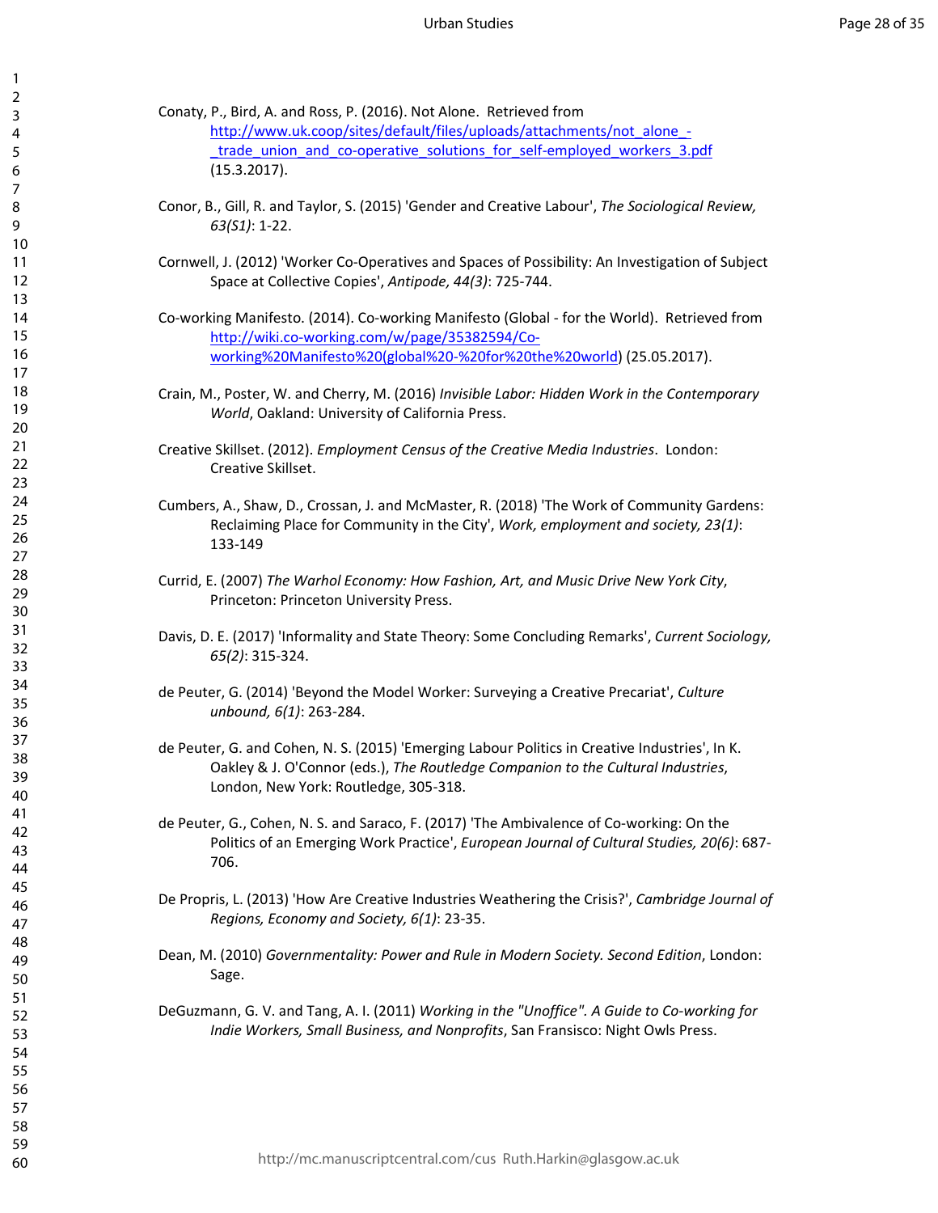Conaty, P., Bird, A. and Ross, P. (2016). Not Alone. Retrieved from http://www.uk.coop/sites/default/files/uploads/attachments/not_alone_-_trade_union_and_co-operative_solutions_for_self-employed_workers_3.pdf (15.3.2017).

Conor, B., Gill, R. and Taylor, S. (2015) 'Gender and Creative Labour', *The Sociological Review, 63(S1)*: 1-22.

Cornwell, J. (2012) 'Worker Co-Operatives and Spaces of Possibility: An Investigation of Subject Space at Collective Copies', *Antipode, 44(3)*: 725-744.

Co-working Manifesto. (2014). Co-working Manifesto (Global - for the World). Retrieved from http://wiki.co-working.com/w/page/35382594/Co-working%20Manifesto%20(global%20-%20for%20the%20world) (25.05.2017).

Crain, M., Poster, W. and Cherry, M. (2016) *Invisible Labor: Hidden Work in the Contemporary World*, Oakland: University of California Press.

Creative Skillset. (2012). *Employment Census of the Creative Media Industries*. London: Creative Skillset.

Cumbers, A., Shaw, D., Crossan, J. and McMaster, R. (2018) 'The Work of Community Gardens: Reclaiming Place for Community in the City', *Work, employment and society, 23(1)*: 133-149

Currid, E. (2007) *The Warhol Economy: How Fashion, Art, and Music Drive New York City*, Princeton: Princeton University Press.

Davis, D. E. (2017) 'Informality and State Theory: Some Concluding Remarks', *Current Sociology, 65(2)*: 315-324.

de Peuter, G. (2014) 'Beyond the Model Worker: Surveying a Creative Precariat', *Culture unbound, 6(1)*: 263-284.

de Peuter, G. and Cohen, N. S. (2015) 'Emerging Labour Politics in Creative Industries', In K. Oakley & J. O'Connor (eds.), *The Routledge Companion to the Cultural Industries*, London, New York: Routledge, 305-318.

de Peuter, G., Cohen, N. S. and Saraco, F. (2017) 'The Ambivalence of Co-working: On the Politics of an Emerging Work Practice', *European Journal of Cultural Studies, 20(6)*: 687-706.

De Propris, L. (2013) 'How Are Creative Industries Weathering the Crisis?', *Cambridge Journal of Regions, Economy and Society, 6(1)*: 23-35.

Dean, M. (2010) *Governmentality: Power and Rule in Modern Society. Second Edition*, London: Sage.

DeGuzmann, G. V. and Tang, A. I. (2011) *Working in the "Unoffice". A Guide to Co-working for Indie Workers, Small Business, and Nonprofits*, San Fransisco: Night Owls Press.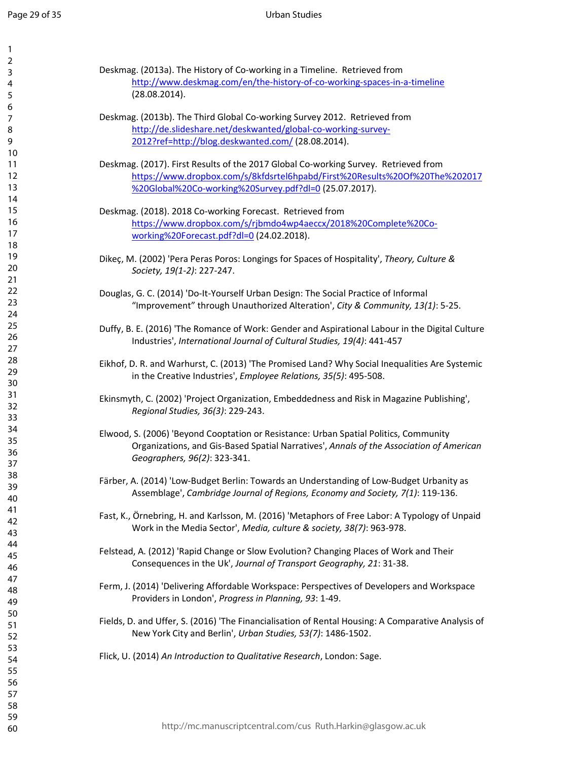Deskmag. (2013a). The History of Co-working in a Timeline. Retrieved from http://www.deskmag.com/en/the-history-of-co-working-spaces-in-a-timeline (28.08.2014).

Deskmag. (2013b). The Third Global Co-working Survey 2012. Retrieved from http://de.slideshare.net/deskwanted/global-co-working-survey-2012?ref=http://blog.deskwanted.com/ (28.08.2014).

Deskmag. (2017). First Results of the 2017 Global Co-working Survey. Retrieved from https://www.dropbox.com/s/8kfdsrtel6hpabd/First%20Results%20Of%20The%202017%20Global%20Co-working%20Survey.pdf?dl=0 (25.07.2017).

Deskmag. (2018). 2018 Co-working Forecast. Retrieved from https://www.dropbox.com/s/rjbmdo4wp4aeccx/2018%20Complete%20Co-working%20Forecast.pdf?dl=0 (24.02.2018).

Dikeç, M. (2002) 'Pera Peras Poros: Longings for Spaces of Hospitality', *Theory, Culture & Society, 19(1-2)*: 227-247.

Douglas, G. C. (2014) 'Do-It-Yourself Urban Design: The Social Practice of Informal "Improvement" through Unauthorized Alteration', *City & Community, 13(1)*: 5-25.

Duffy, B. E. (2016) 'The Romance of Work: Gender and Aspirational Labour in the Digital Culture Industries', *International Journal of Cultural Studies, 19(4)*: 441-457

Eikhof, D. R. and Warhurst, C. (2013) 'The Promised Land? Why Social Inequalities Are Systemic in the Creative Industries', *Employee Relations, 35(5)*: 495-508.

Ekinsmyth, C. (2002) 'Project Organization, Embeddedness and Risk in Magazine Publishing', *Regional Studies, 36(3)*: 229-243.

Elwood, S. (2006) 'Beyond Cooptation or Resistance: Urban Spatial Politics, Community Organizations, and Gis-Based Spatial Narratives', *Annals of the Association of American Geographers, 96(2)*: 323-341.

Färber, A. (2014) 'Low-Budget Berlin: Towards an Understanding of Low-Budget Urbanity as Assemblage', *Cambridge Journal of Regions, Economy and Society, 7(1)*: 119-136.

Fast, K., Örnebring, H. and Karlsson, M. (2016) 'Metaphors of Free Labor: A Typology of Unpaid Work in the Media Sector', *Media, culture & society, 38(7)*: 963-978.

Felstead, A. (2012) 'Rapid Change or Slow Evolution? Changing Places of Work and Their Consequences in the Uk', *Journal of Transport Geography, 21*: 31-38.

Ferm, J. (2014) 'Delivering Affordable Workspace: Perspectives of Developers and Workspace Providers in London', *Progress in Planning, 93*: 1-49.

Fields, D. and Uffer, S. (2016) 'The Financialisation of Rental Housing: A Comparative Analysis of New York City and Berlin', *Urban Studies, 53(7)*: 1486-1502.

Flick, U. (2014) *An Introduction to Qualitative Research*, London: Sage.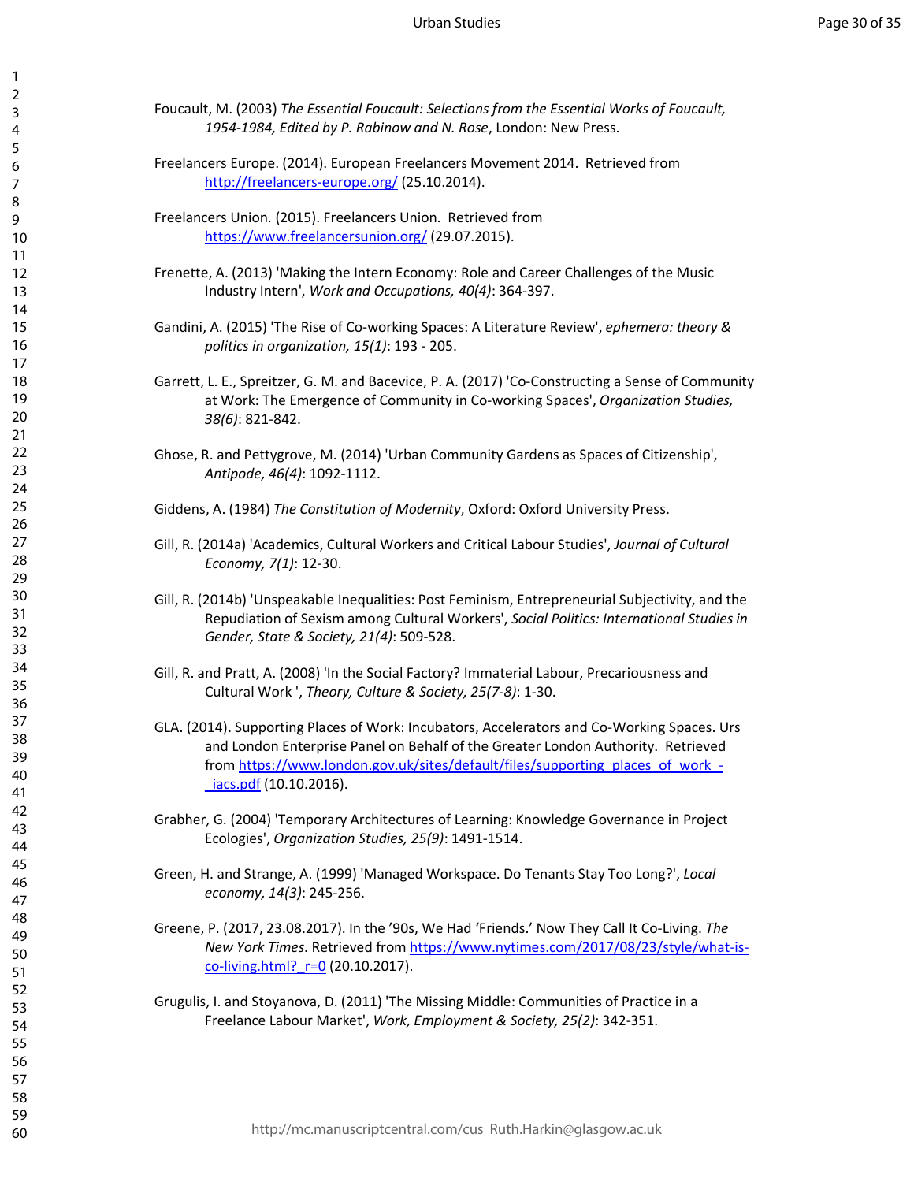Foucault, M. (2003) *The Essential Foucault: Selections from the Essential Works of Foucault, 1954-1984, Edited by P. Rabinow and N. Rose*, London: New Press.

Freelancers Europe. (2014). European Freelancers Movement 2014. Retrieved from http://freelancers-europe.org/ (25.10.2014).

Freelancers Union. (2015). Freelancers Union. Retrieved from https://www.freelancersunion.org/ (29.07.2015).

Frenette, A. (2013) 'Making the Intern Economy: Role and Career Challenges of the Music Industry Intern', *Work and Occupations, 40(4)*: 364-397.

Gandini, A. (2015) 'The Rise of Co-working Spaces: A Literature Review', *ephemera: theory & politics in organization, 15(1)*: 193 - 205.

Garrett, L. E., Spreitzer, G. M. and Bacevice, P. A. (2017) 'Co-Constructing a Sense of Community at Work: The Emergence of Community in Co-working Spaces', *Organization Studies, 38(6)*: 821-842.

Ghose, R. and Pettygrove, M. (2014) 'Urban Community Gardens as Spaces of Citizenship', *Antipode, 46(4)*: 1092-1112.

Giddens, A. (1984) *The Constitution of Modernity*, Oxford: Oxford University Press.

Gill, R. (2014a) 'Academics, Cultural Workers and Critical Labour Studies', *Journal of Cultural Economy, 7(1)*: 12-30.

Gill, R. (2014b) 'Unspeakable Inequalities: Post Feminism, Entrepreneurial Subjectivity, and the Repudiation of Sexism among Cultural Workers', *Social Politics: International Studies in Gender, State & Society, 21(4)*: 509-528.

Gill, R. and Pratt, A. (2008) 'In the Social Factory? Immaterial Labour, Precariousness and Cultural Work ', *Theory, Culture & Society, 25(7-8)*: 1-30.

GLA. (2014). Supporting Places of Work: Incubators, Accelerators and Co-Working Spaces. Urs and London Enterprise Panel on Behalf of the Greater London Authority. Retrieved from https://www.london.gov.uk/sites/default/files/supporting_places_of_work_-_iacs.pdf (10.10.2016).

Grabher, G. (2004) 'Temporary Architectures of Learning: Knowledge Governance in Project Ecologies', *Organization Studies, 25(9)*: 1491-1514.

Green, H. and Strange, A. (1999) 'Managed Workspace. Do Tenants Stay Too Long?', *Local economy, 14(3)*: 245-256.

Greene, P. (2017, 23.08.2017). In the '90s, We Had 'Friends.' Now They Call It Co-Living. *The New York Times*. Retrieved from https://www.nytimes.com/2017/08/23/style/what-is-co-living.html?_r=0 (20.10.2017).

Grugulis, I. and Stoyanova, D. (2011) 'The Missing Middle: Communities of Practice in a Freelance Labour Market', *Work, Employment & Society, 25(2)*: 342-351.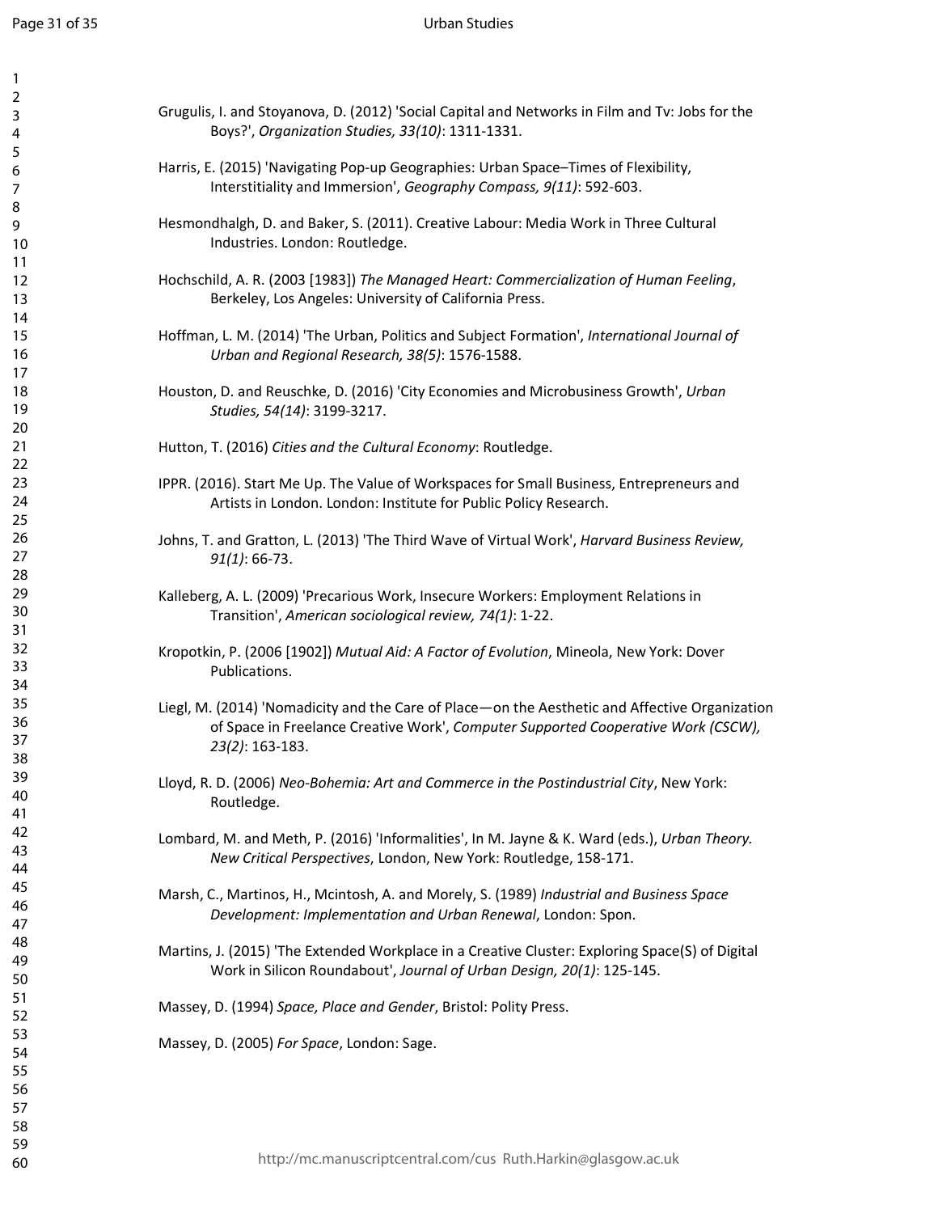Grugulis, I. and Stoyanova, D. (2012) 'Social Capital and Networks in Film and Tv: Jobs for the Boys?', *Organization Studies, 33(10)*: 1311-1331.

Harris, E. (2015) 'Navigating Pop-up Geographies: Urban Space–Times of Flexibility, Interstitiality and Immersion', *Geography Compass, 9(11)*: 592-603.

Hesmondhalgh, D. and Baker, S. (2011). Creative Labour: Media Work in Three Cultural Industries. London: Routledge.

Hochschild, A. R. (2003 [1983]) *The Managed Heart: Commercialization of Human Feeling*, Berkeley, Los Angeles: University of California Press.

Hoffman, L. M. (2014) 'The Urban, Politics and Subject Formation', *International Journal of Urban and Regional Research, 38(5)*: 1576-1588.

Houston, D. and Reuschke, D. (2016) 'City Economies and Microbusiness Growth', *Urban Studies, 54(14)*: 3199-3217.

Hutton, T. (2016) *Cities and the Cultural Economy*: Routledge.

IPPR. (2016). Start Me Up. The Value of Workspaces for Small Business, Entrepreneurs and Artists in London. London: Institute for Public Policy Research.

Johns, T. and Gratton, L. (2013) 'The Third Wave of Virtual Work', *Harvard Business Review, 91(1)*: 66-73.

Kalleberg, A. L. (2009) 'Precarious Work, Insecure Workers: Employment Relations in Transition', *American sociological review, 74(1)*: 1-22.

Kropotkin, P. (2006 [1902]) *Mutual Aid: A Factor of Evolution*, Mineola, New York: Dover Publications.

Liegl, M. (2014) 'Nomadicity and the Care of Place—on the Aesthetic and Affective Organization of Space in Freelance Creative Work', *Computer Supported Cooperative Work (CSCW), 23(2)*: 163-183.

Lloyd, R. D. (2006) *Neo-Bohemia: Art and Commerce in the Postindustrial City*, New York: Routledge.

Lombard, M. and Meth, P. (2016) 'Informalities', In M. Jayne & K. Ward (eds.), *Urban Theory. New Critical Perspectives*, London, New York: Routledge, 158-171.

Marsh, C., Martinos, H., Mcintosh, A. and Morely, S. (1989) *Industrial and Business Space Development: Implementation and Urban Renewal*, London: Spon.

Martins, J. (2015) 'The Extended Workplace in a Creative Cluster: Exploring Space(S) of Digital Work in Silicon Roundabout', *Journal of Urban Design, 20(1)*: 125-145.

Massey, D. (1994) *Space, Place and Gender*, Bristol: Polity Press.

Massey, D. (2005) *For Space*, London: Sage.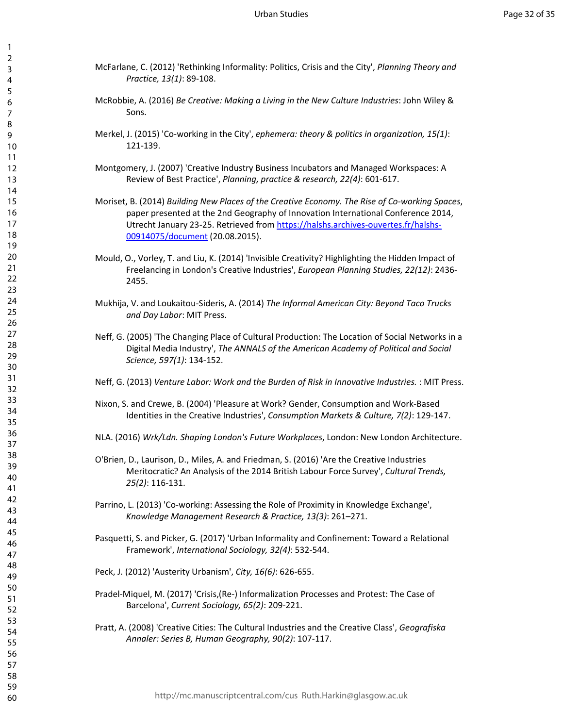McFarlane, C. (2012) 'Rethinking Informality: Politics, Crisis and the City', *Planning Theory and Practice, 13(1)*: 89-108.

McRobbie, A. (2016) *Be Creative: Making a Living in the New Culture Industries*: John Wiley & Sons.

Merkel, J. (2015) 'Co-working in the City', *ephemera: theory & politics in organization, 15(1)*: 121-139.

Montgomery, J. (2007) 'Creative Industry Business Incubators and Managed Workspaces: A Review of Best Practice', *Planning, practice & research, 22(4)*: 601-617.

Moriset, B. (2014) *Building New Places of the Creative Economy. The Rise of Co-working Spaces*, paper presented at the 2nd Geography of Innovation International Conference 2014, Utrecht January 23-25. Retrieved from https://halshs.archives-ouvertes.fr/halshs-00914075/document (20.08.2015).

Mould, O., Vorley, T. and Liu, K. (2014) 'Invisible Creativity? Highlighting the Hidden Impact of Freelancing in London's Creative Industries', *European Planning Studies, 22(12)*: 2436-2455.

Mukhija, V. and Loukaitou-Sideris, A. (2014) *The Informal American City: Beyond Taco Trucks and Day Labor*: MIT Press.

Neff, G. (2005) 'The Changing Place of Cultural Production: The Location of Social Networks in a Digital Media Industry', *The ANNALS of the American Academy of Political and Social Science, 597(1)*: 134-152.

Neff, G. (2013) *Venture Labor: Work and the Burden of Risk in Innovative Industries.* : MIT Press.

Nixon, S. and Crewe, B. (2004) 'Pleasure at Work? Gender, Consumption and Work-Based Identities in the Creative Industries', *Consumption Markets & Culture, 7(2)*: 129-147.

NLA. (2016) *Wrk/Ldn. Shaping London's Future Workplaces*, London: New London Architecture.

O'Brien, D., Laurison, D., Miles, A. and Friedman, S. (2016) 'Are the Creative Industries Meritocratic? An Analysis of the 2014 British Labour Force Survey', *Cultural Trends, 25(2)*: 116-131.

Parrino, L. (2013) 'Co-working: Assessing the Role of Proximity in Knowledge Exchange', *Knowledge Management Research & Practice, 13(3)*: 261–271.

Pasquetti, S. and Picker, G. (2017) 'Urban Informality and Confinement: Toward a Relational Framework', *International Sociology, 32(4)*: 532-544.

Peck, J. (2012) 'Austerity Urbanism', *City, 16(6)*: 626-655.

Pradel-Miquel, M. (2017) 'Crisis,(Re-) Informalization Processes and Protest: The Case of Barcelona', *Current Sociology, 65(2)*: 209-221.

Pratt, A. (2008) 'Creative Cities: The Cultural Industries and the Creative Class', *Geografiska Annaler: Series B, Human Geography, 90(2)*: 107-117.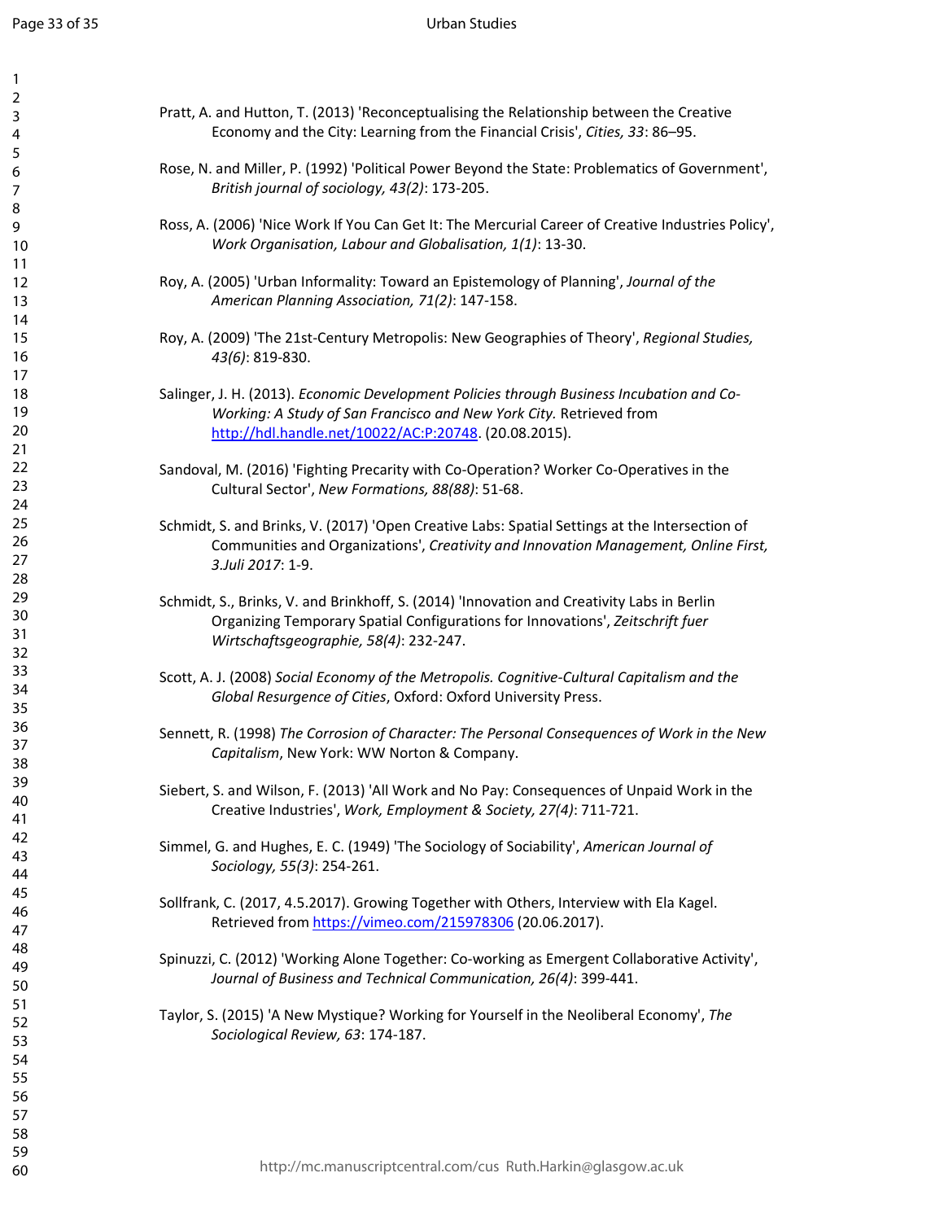Pratt, A. and Hutton, T. (2013) 'Reconceptualising the Relationship between the Creative Economy and the City: Learning from the Financial Crisis', *Cities, 33*: 86–95.

Rose, N. and Miller, P. (1992) 'Political Power Beyond the State: Problematics of Government', *British journal of sociology, 43(2)*: 173-205.

Ross, A. (2006) 'Nice Work If You Can Get It: The Mercurial Career of Creative Industries Policy', *Work Organisation, Labour and Globalisation, 1(1)*: 13-30.

Roy, A. (2005) 'Urban Informality: Toward an Epistemology of Planning', *Journal of the American Planning Association, 71(2)*: 147-158.

Roy, A. (2009) 'The 21st-Century Metropolis: New Geographies of Theory', *Regional Studies, 43(6)*: 819-830.

Salinger, J. H. (2013). *Economic Development Policies through Business Incubation and Co-Working: A Study of San Francisco and New York City.* Retrieved from http://hdl.handle.net/10022/AC:P:20748. (20.08.2015).

Sandoval, M. (2016) 'Fighting Precarity with Co-Operation? Worker Co-Operatives in the Cultural Sector', *New Formations, 88(88)*: 51-68.

Schmidt, S. and Brinks, V. (2017) 'Open Creative Labs: Spatial Settings at the Intersection of Communities and Organizations', *Creativity and Innovation Management, Online First, 3.Juli 2017*: 1-9.

Schmidt, S., Brinks, V. and Brinkhoff, S. (2014) 'Innovation and Creativity Labs in Berlin Organizing Temporary Spatial Configurations for Innovations', *Zeitschrift fuer Wirtschaftsgeographie, 58(4)*: 232-247.

Scott, A. J. (2008) *Social Economy of the Metropolis. Cognitive-Cultural Capitalism and the Global Resurgence of Cities*, Oxford: Oxford University Press.

Sennett, R. (1998) *The Corrosion of Character: The Personal Consequences of Work in the New Capitalism*, New York: WW Norton & Company.

Siebert, S. and Wilson, F. (2013) 'All Work and No Pay: Consequences of Unpaid Work in the Creative Industries', *Work, Employment & Society, 27(4)*: 711-721.

Simmel, G. and Hughes, E. C. (1949) 'The Sociology of Sociability', *American Journal of Sociology, 55(3)*: 254-261.

Sollfrank, C. (2017, 4.5.2017). Growing Together with Others, Interview with Ela Kagel. Retrieved from https://vimeo.com/215978306 (20.06.2017).

Spinuzzi, C. (2012) 'Working Alone Together: Co-working as Emergent Collaborative Activity', *Journal of Business and Technical Communication, 26(4)*: 399-441.

Taylor, S. (2015) 'A New Mystique? Working for Yourself in the Neoliberal Economy', *The Sociological Review, 63*: 174-187.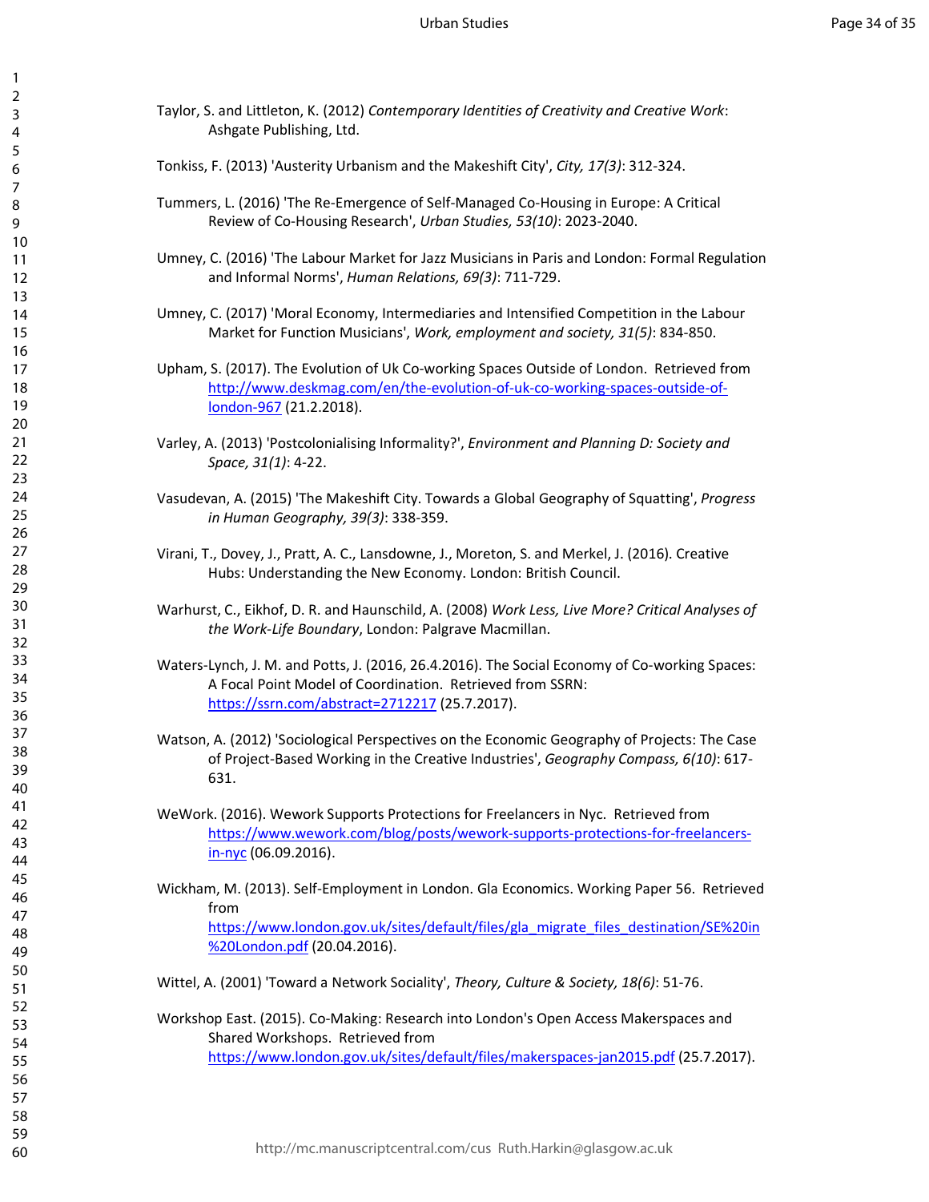Taylor, S. and Littleton, K. (2012) *Contemporary Identities of Creativity and Creative Work*: Ashgate Publishing, Ltd.

Tonkiss, F. (2013) 'Austerity Urbanism and the Makeshift City', *City, 17(3)*: 312-324.

Tummers, L. (2016) 'The Re-Emergence of Self-Managed Co-Housing in Europe: A Critical Review of Co-Housing Research', *Urban Studies, 53(10)*: 2023-2040.

Umney, C. (2016) 'The Labour Market for Jazz Musicians in Paris and London: Formal Regulation and Informal Norms', *Human Relations, 69(3)*: 711-729.

Umney, C. (2017) 'Moral Economy, Intermediaries and Intensified Competition in the Labour Market for Function Musicians', *Work, employment and society, 31(5)*: 834-850.

Upham, S. (2017). The Evolution of Uk Co-working Spaces Outside of London. Retrieved from http://www.deskmag.com/en/the-evolution-of-uk-co-working-spaces-outside-of-london-967 (21.2.2018).

Varley, A. (2013) 'Postcolonialising Informality?', *Environment and Planning D: Society and Space, 31(1)*: 4-22.

Vasudevan, A. (2015) 'The Makeshift City. Towards a Global Geography of Squatting', *Progress in Human Geography, 39(3)*: 338-359.

Virani, T., Dovey, J., Pratt, A. C., Lansdowne, J., Moreton, S. and Merkel, J. (2016). Creative Hubs: Understanding the New Economy. London: British Council.

Warhurst, C., Eikhof, D. R. and Haunschild, A. (2008) *Work Less, Live More? Critical Analyses of the Work-Life Boundary*, London: Palgrave Macmillan.

Waters-Lynch, J. M. and Potts, J. (2016, 26.4.2016). The Social Economy of Co-working Spaces: A Focal Point Model of Coordination. Retrieved from SSRN: https://ssrn.com/abstract=2712217 (25.7.2017).

Watson, A. (2012) 'Sociological Perspectives on the Economic Geography of Projects: The Case of Project-Based Working in the Creative Industries', *Geography Compass, 6(10)*: 617-631.

WeWork. (2016). Wework Supports Protections for Freelancers in Nyc. Retrieved from https://www.wework.com/blog/posts/wework-supports-protections-for-freelancers-in-nyc (06.09.2016).

Wickham, M. (2013). Self-Employment in London. Gla Economics. Working Paper 56. Retrieved from https://www.london.gov.uk/sites/default/files/gla_migrate_files_destination/SE%20in%20London.pdf (20.04.2016).

Wittel, A. (2001) 'Toward a Network Sociality', *Theory, Culture & Society, 18(6)*: 51-76.

Workshop East. (2015). Co-Making: Research into London's Open Access Makerspaces and Shared Workshops. Retrieved from https://www.london.gov.uk/sites/default/files/makerspaces-jan2015.pdf (25.7.2017).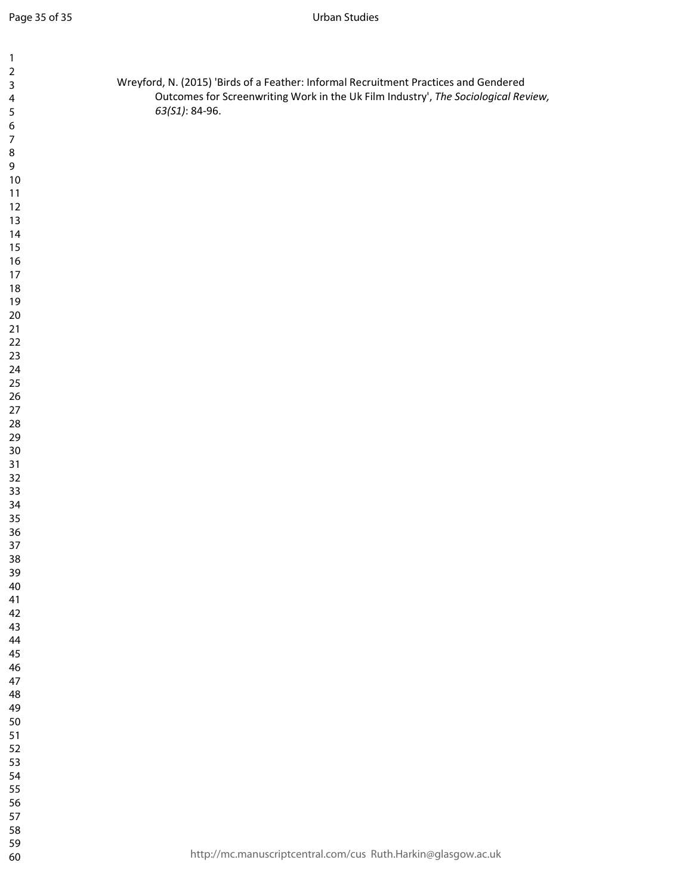Wreyford, N. (2015) 'Birds of a Feather: Informal Recruitment Practices and Gendered Outcomes for Screenwriting Work in the Uk Film Industry', *The Sociological Review, 63(S1)*: 84-96.